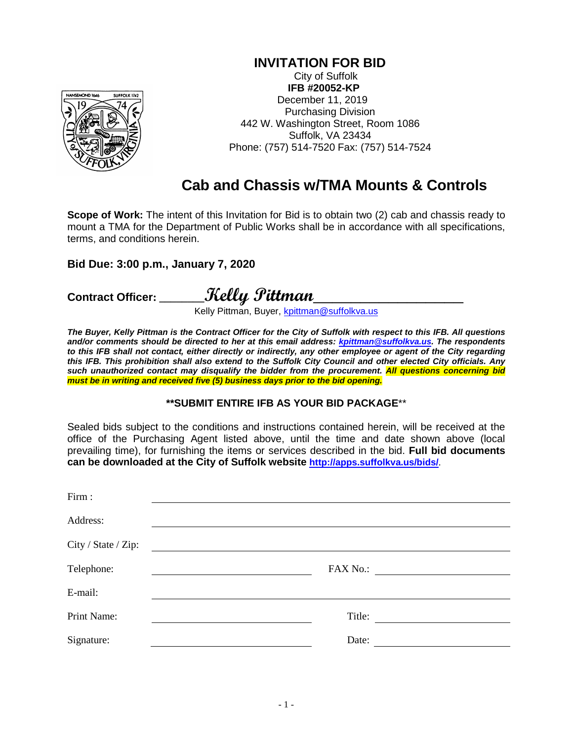# INVITATION FOR BID

City of Suffolk
**IFB #20052-KP**
December 11, 2019
Purchasing Division
442 W. Washington Street, Room 1086
Suffolk, VA 23434
Phone: (757) 514-7520 Fax: (757) 514-7524

## Cab and Chassis w/TMA Mounts & Controls

**Scope of Work:** The intent of this Invitation for Bid is to obtain two (2) cab and chassis ready to mount a TMA for the Department of Public Works shall be in accordance with all specifications, terms, and conditions herein.

**Bid Due: 3:00 p.m., January 7, 2020**

**Contract Officer:** ______*Kelly Pittman*____________________
Kelly Pittman, Buyer, kpittman@suffolkva.us

***The Buyer, Kelly Pittman is the Contract Officer for the City of Suffolk with respect to this IFB. All questions and/or comments should be directed to her at this email address: kpittman@suffolkva.us. The respondents to this IFB shall not contact, either directly or indirectly, any other employee or agent of the City regarding this IFB. This prohibition shall also extend to the Suffolk City Council and other elected City officials. Any such unauthorized contact may disqualify the bidder from the procurement. All questions concerning bid must be in writing and received five (5) business days prior to the bid opening.***

**\*\*SUBMIT ENTIRE IFB AS YOUR BID PACKAGE\*\***

Sealed bids subject to the conditions and instructions contained herein, will be received at the office of the Purchasing Agent listed above, until the time and date shown above (local prevailing time), for furnishing the items or services described in the bid. **Full bid documents can be downloaded at the City of Suffolk website http://apps.suffolkva.us/bids/**.

Firm : ______________________________________________

Address: ______________________________________________

City / State / Zip: ______________________________________________

Telephone: ______________________ FAX No.: ______________________

E-mail: ______________________________________________

Print Name: ______________________ Title: ______________________

Signature: ______________________ Date: ______________________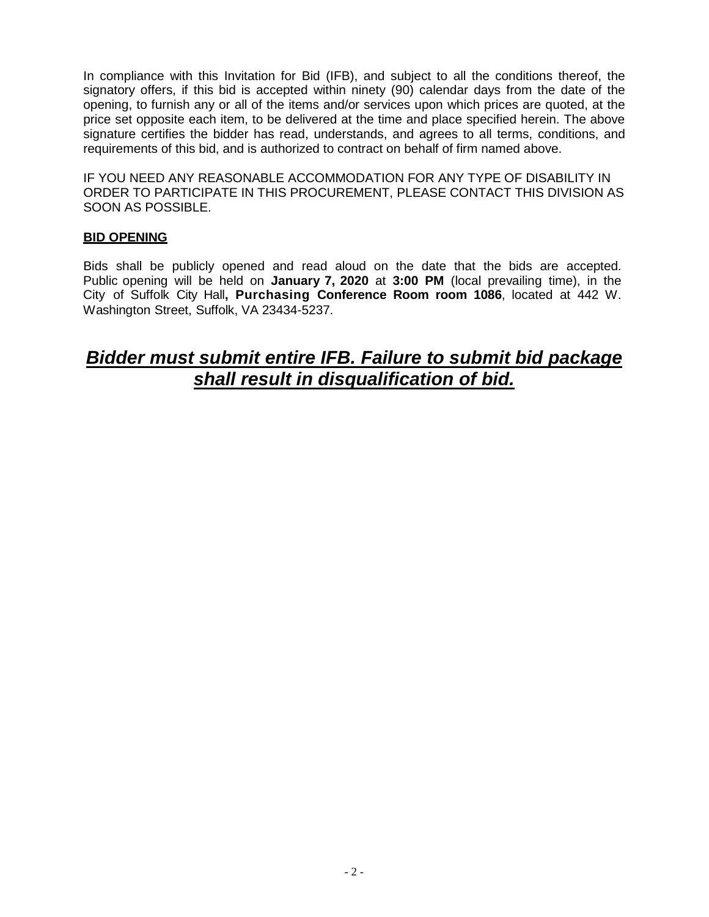In compliance with this Invitation for Bid (IFB), and subject to all the conditions thereof, the signatory offers, if this bid is accepted within ninety (90) calendar days from the date of the opening, to furnish any or all of the items and/or services upon which prices are quoted, at the price set opposite each item, to be delivered at the time and place specified herein. The above signature certifies the bidder has read, understands, and agrees to all terms, conditions, and requirements of this bid, and is authorized to contract on behalf of firm named above.

IF YOU NEED ANY REASONABLE ACCOMMODATION FOR ANY TYPE OF DISABILITY IN ORDER TO PARTICIPATE IN THIS PROCUREMENT, PLEASE CONTACT THIS DIVISION AS SOON AS POSSIBLE.

**BID OPENING**

Bids shall be publicly opened and read aloud on the date that the bids are accepted. Public opening will be held on **January 7, 2020** at **3:00 PM** (local prevailing time), in the City of Suffolk City Hall**, Purchasing Conference Room room 1086**, located at 442 W. Washington Street, Suffolk, VA 23434-5237.

## ***Bidder must submit entire IFB. Failure to submit bid package shall result in disqualification of bid.***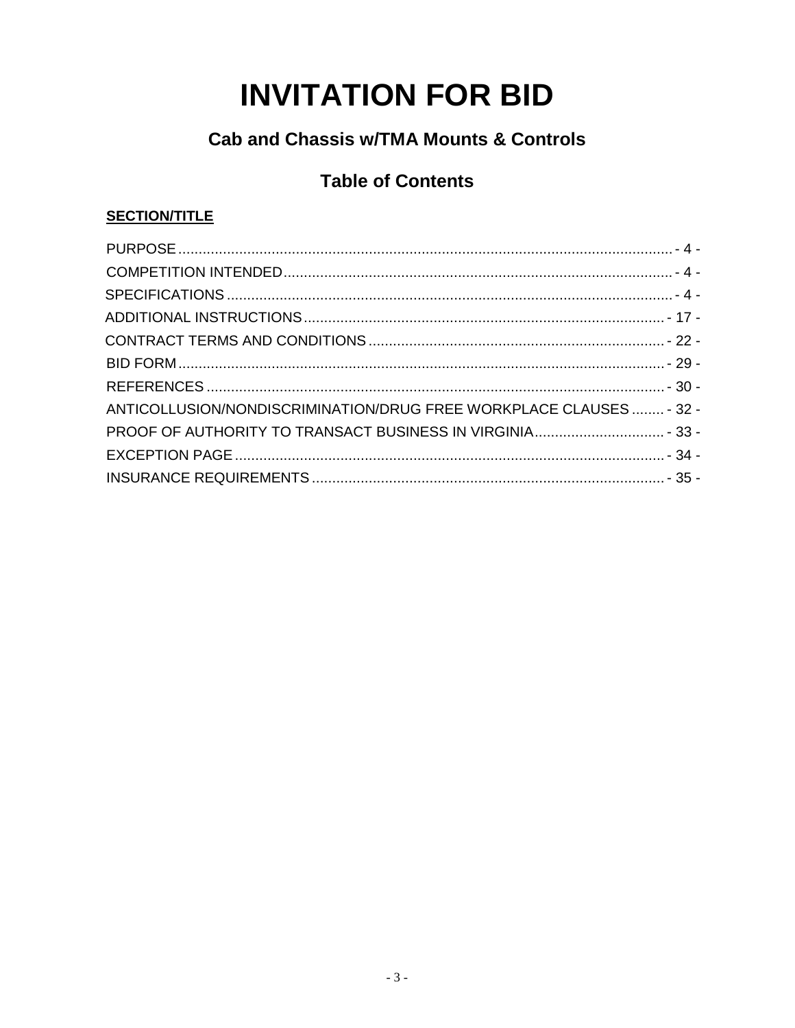# INVITATION FOR BID

## Cab and Chassis w/TMA Mounts & Controls

## Table of Contents

**SECTION/TITLE**

PURPOSE ........................................................................................................................ - 4 -
COMPETITION INTENDED ............................................................................................. - 4 -
SPECIFICATIONS ............................................................................................................ - 4 -
ADDITIONAL INSTRUCTIONS ....................................................................................... - 17 -
CONTRACT TERMS AND CONDITIONS ........................................................................ - 22 -
BID FORM ...................................................................................................................... - 29 -
REFERENCES ................................................................................................................ - 30 -
ANTICOLLUSION/NONDISCRIMINATION/DRUG FREE WORKPLACE CLAUSES ........ - 32 -
PROOF OF AUTHORITY TO TRANSACT BUSINESS IN VIRGINIA ................................ - 33 -
EXCEPTION PAGE ......................................................................................................... - 34 -
INSURANCE REQUIREMENTS ...................................................................................... - 35 -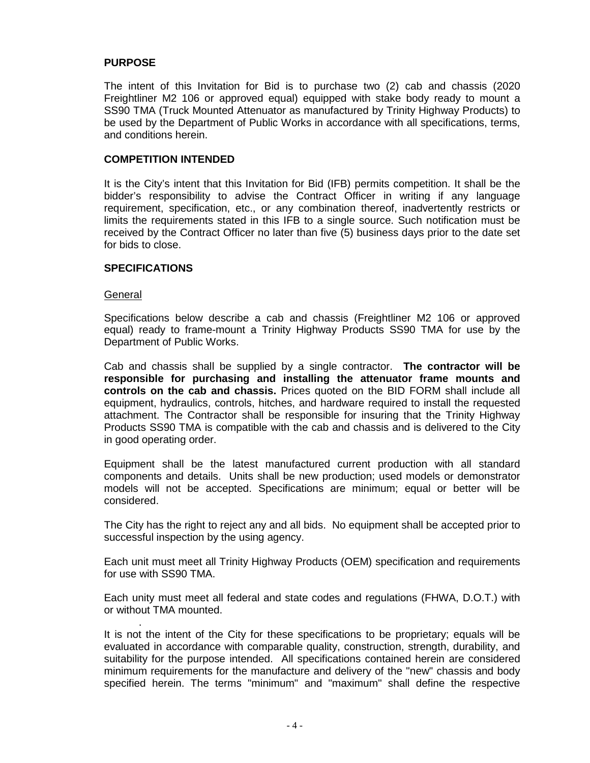## PURPOSE

The intent of this Invitation for Bid is to purchase two (2) cab and chassis (2020 Freightliner M2 106 or approved equal) equipped with stake body ready to mount a SS90 TMA (Truck Mounted Attenuator as manufactured by Trinity Highway Products) to be used by the Department of Public Works in accordance with all specifications, terms, and conditions herein.

## COMPETITION INTENDED

It is the City's intent that this Invitation for Bid (IFB) permits competition. It shall be the bidder's responsibility to advise the Contract Officer in writing if any language requirement, specification, etc., or any combination thereof, inadvertently restricts or limits the requirements stated in this IFB to a single source. Such notification must be received by the Contract Officer no later than five (5) business days prior to the date set for bids to close.

## SPECIFICATIONS

General

Specifications below describe a cab and chassis (Freightliner M2 106 or approved equal) ready to frame-mount a Trinity Highway Products SS90 TMA for use by the Department of Public Works.

Cab and chassis shall be supplied by a single contractor. **The contractor will be responsible for purchasing and installing the attenuator frame mounts and controls on the cab and chassis.** Prices quoted on the BID FORM shall include all equipment, hydraulics, controls, hitches, and hardware required to install the requested attachment. The Contractor shall be responsible for insuring that the Trinity Highway Products SS90 TMA is compatible with the cab and chassis and is delivered to the City in good operating order.

Equipment shall be the latest manufactured current production with all standard components and details. Units shall be new production; used models or demonstrator models will not be accepted. Specifications are minimum; equal or better will be considered.

The City has the right to reject any and all bids. No equipment shall be accepted prior to successful inspection by the using agency.

Each unit must meet all Trinity Highway Products (OEM) specification and requirements for use with SS90 TMA.

Each unity must meet all federal and state codes and regulations (FHWA, D.O.T.) with or without TMA mounted.

It is not the intent of the City for these specifications to be proprietary; equals will be evaluated in accordance with comparable quality, construction, strength, durability, and suitability for the purpose intended. All specifications contained herein are considered minimum requirements for the manufacture and delivery of the "new" chassis and body specified herein. The terms "minimum" and "maximum" shall define the respective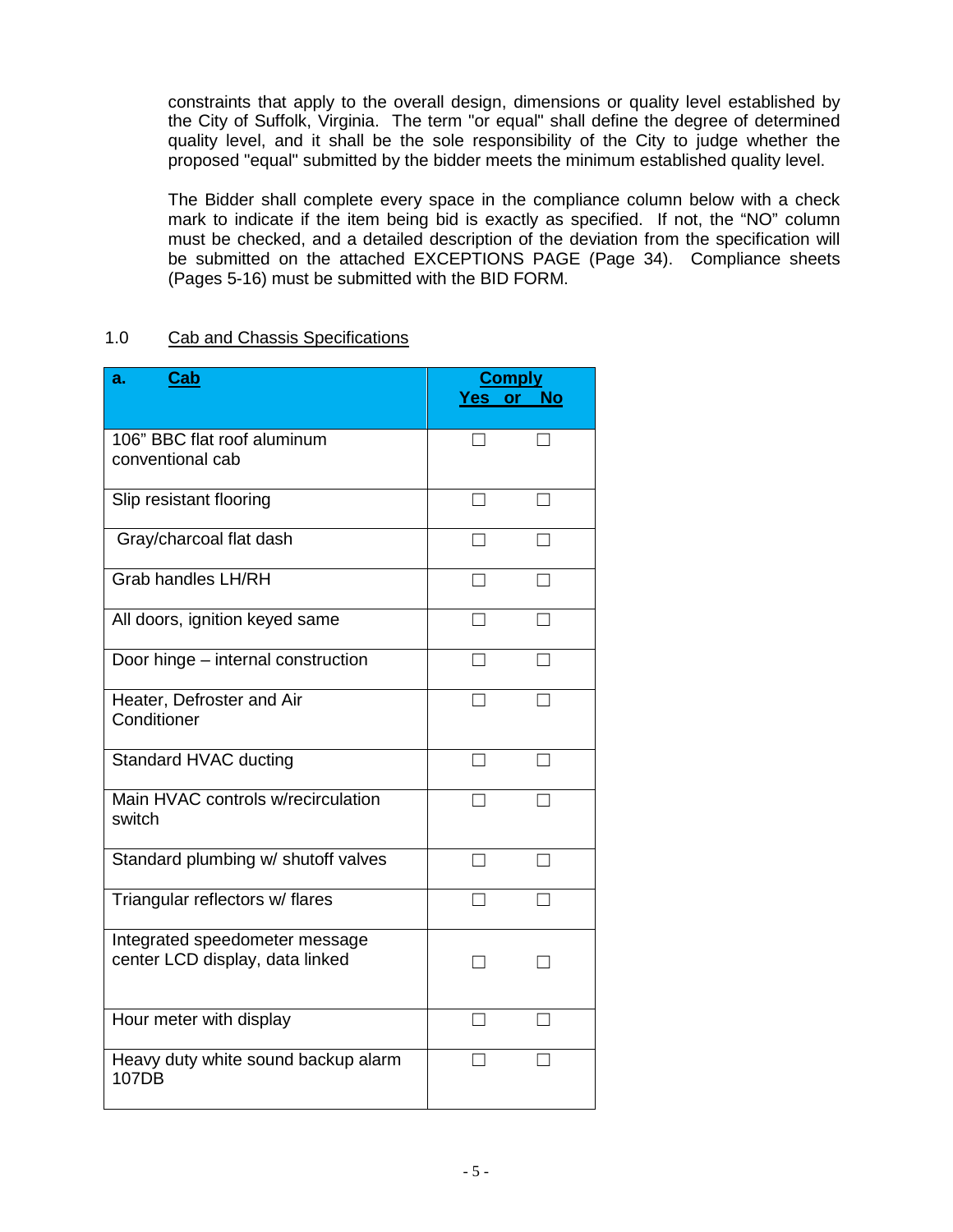constraints that apply to the overall design, dimensions or quality level established by the City of Suffolk, Virginia. The term "or equal" shall define the degree of determined quality level, and it shall be the sole responsibility of the City to judge whether the proposed "equal" submitted by the bidder meets the minimum established quality level.

The Bidder shall complete every space in the compliance column below with a check mark to indicate if the item being bid is exactly as specified. If not, the "NO" column must be checked, and a detailed description of the deviation from the specification will be submitted on the attached EXCEPTIONS PAGE (Page 34). Compliance sheets (Pages 5-16) must be submitted with the BID FORM.

1.0 Cab and Chassis Specifications

| **a. Cab** | **Comply** | |
|---|---|---|
| | **Yes** | **No** |
| 106" BBC flat roof aluminum conventional cab | ☐ | ☐ |
| Slip resistant flooring | ☐ | ☐ |
| Gray/charcoal flat dash | ☐ | ☐ |
| Grab handles LH/RH | ☐ | ☐ |
| All doors, ignition keyed same | ☐ | ☐ |
| Door hinge – internal construction | ☐ | ☐ |
| Heater, Defroster and Air Conditioner | ☐ | ☐ |
| Standard HVAC ducting | ☐ | ☐ |
| Main HVAC controls w/recirculation switch | ☐ | ☐ |
| Standard plumbing w/ shutoff valves | ☐ | ☐ |
| Triangular reflectors w/ flares | ☐ | ☐ |
| Integrated speedometer message center LCD display, data linked | ☐ | ☐ |
| Hour meter with display | ☐ | ☐ |
| Heavy duty white sound backup alarm 107DB | ☐ | ☐ |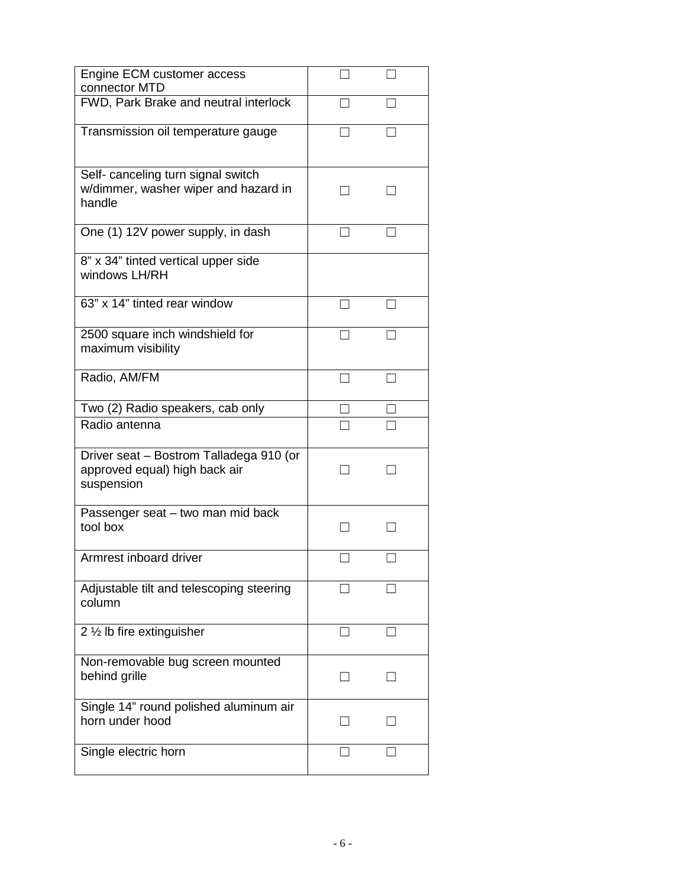| | | |
|---|---|---|
| Engine ECM customer access connector MTD | ☐ | ☐ |
| FWD, Park Brake and neutral interlock | ☐ | ☐ |
| Transmission oil temperature gauge | ☐ | ☐ |
| Self- canceling turn signal switch w/dimmer, washer wiper and hazard in handle | ☐ | ☐ |
| One (1) 12V power supply, in dash | ☐ | ☐ |
| 8" x 34" tinted vertical upper side windows LH/RH | | |
| 63" x 14" tinted rear window | ☐ | ☐ |
| 2500 square inch windshield for maximum visibility | ☐ | ☐ |
| Radio, AM/FM | ☐ | ☐ |
| Two (2) Radio speakers, cab only | ☐ | ☐ |
| Radio antenna | ☐ | ☐ |
| Driver seat – Bostrom Talladega 910 (or approved equal) high back air suspension | ☐ | ☐ |
| Passenger seat – two man mid back tool box | ☐ | ☐ |
| Armrest inboard driver | ☐ | ☐ |
| Adjustable tilt and telescoping steering column | ☐ | ☐ |
| 2 ½ lb fire extinguisher | ☐ | ☐ |
| Non-removable bug screen mounted behind grille | ☐ | ☐ |
| Single 14" round polished aluminum air horn under hood | ☐ | ☐ |
| Single electric horn | ☐ | ☐ |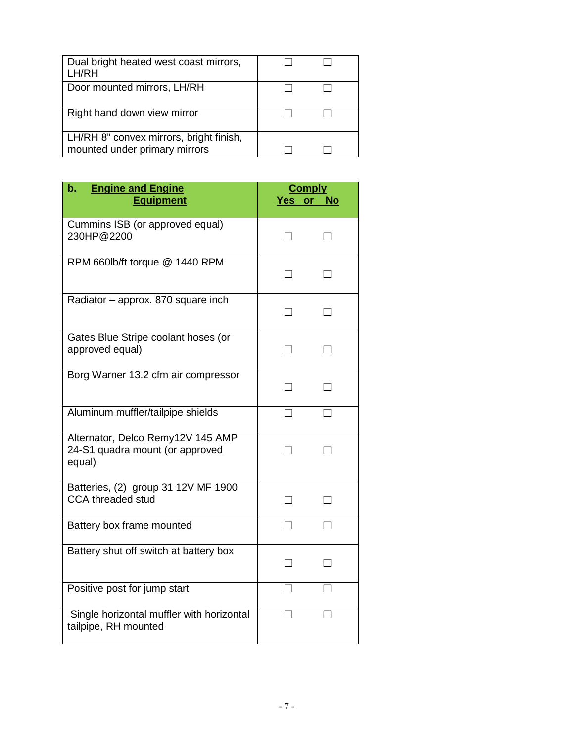| | | |
|---|---|---|
| Dual bright heated west coast mirrors, LH/RH | ☐ | ☐ |
| Door mounted mirrors, LH/RH | ☐ | ☐ |
| Right hand down view mirror | ☐ | ☐ |
| LH/RH 8" convex mirrors, bright finish, mounted under primary mirrors | ☐ | ☐ |

| **b. <u>Engine and Engine Equipment</u>** | **<u>Comply</u>** | |
|---|---|---|
| | **<u>Yes or</u>** | **<u>No</u>** |
| Cummins ISB (or approved equal) 230HP@2200 | ☐ | ☐ |
| RPM 660lb/ft torque @ 1440 RPM | ☐ | ☐ |
| Radiator – approx. 870 square inch | ☐ | ☐ |
| Gates Blue Stripe coolant hoses (or approved equal) | ☐ | ☐ |
| Borg Warner 13.2 cfm air compressor | ☐ | ☐ |
| Aluminum muffler/tailpipe shields | ☐ | ☐ |
| Alternator, Delco Remy12V 145 AMP 24-S1 quadra mount (or approved equal) | ☐ | ☐ |
| Batteries, (2) group 31 12V MF 1900 CCA threaded stud | ☐ | ☐ |
| Battery box frame mounted | ☐ | ☐ |
| Battery shut off switch at battery box | ☐ | ☐ |
| Positive post for jump start | ☐ | ☐ |
| Single horizontal muffler with horizontal tailpipe, RH mounted | ☐ | ☐ |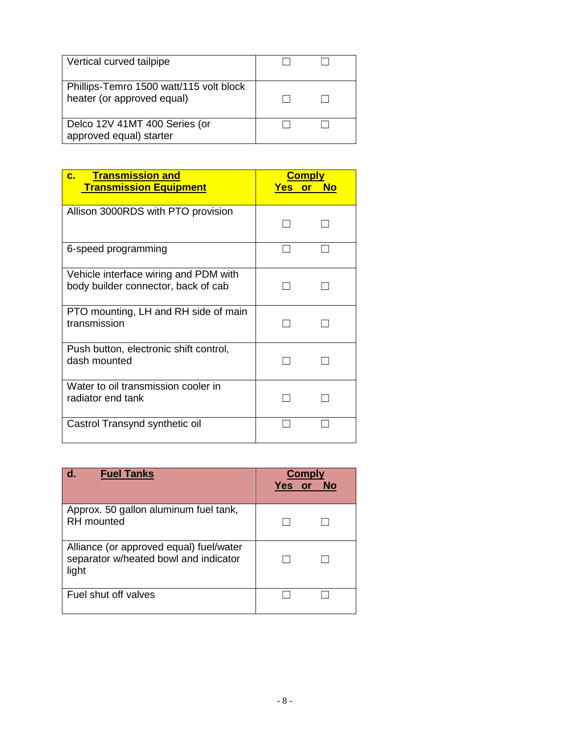| | | |
|---|---|---|
| Vertical curved tailpipe | ☐ | ☐ |
| Phillips-Temro 1500 watt/115 volt block heater (or approved equal) | ☐ | ☐ |
| Delco 12V 41MT 400 Series (or approved equal) starter | ☐ | ☐ |

| **c. Transmission and Transmission Equipment** | **Comply Yes** | **or No** |
|---|---|---|
| Allison 3000RDS with PTO provision | ☐ | ☐ |
| 6-speed programming | ☐ | ☐ |
| Vehicle interface wiring and PDM with body builder connector, back of cab | ☐ | ☐ |
| PTO mounting, LH and RH side of main transmission | ☐ | ☐ |
| Push button, electronic shift control, dash mounted | ☐ | ☐ |
| Water to oil transmission cooler in radiator end tank | ☐ | ☐ |
| Castrol Transynd synthetic oil | ☐ | ☐ |

| **d. Fuel Tanks** | **Comply Yes** | **or No** |
|---|---|---|
| Approx. 50 gallon aluminum fuel tank, RH mounted | ☐ | ☐ |
| Alliance (or approved equal) fuel/water separator w/heated bowl and indicator light | ☐ | ☐ |
| Fuel shut off valves | ☐ | ☐ |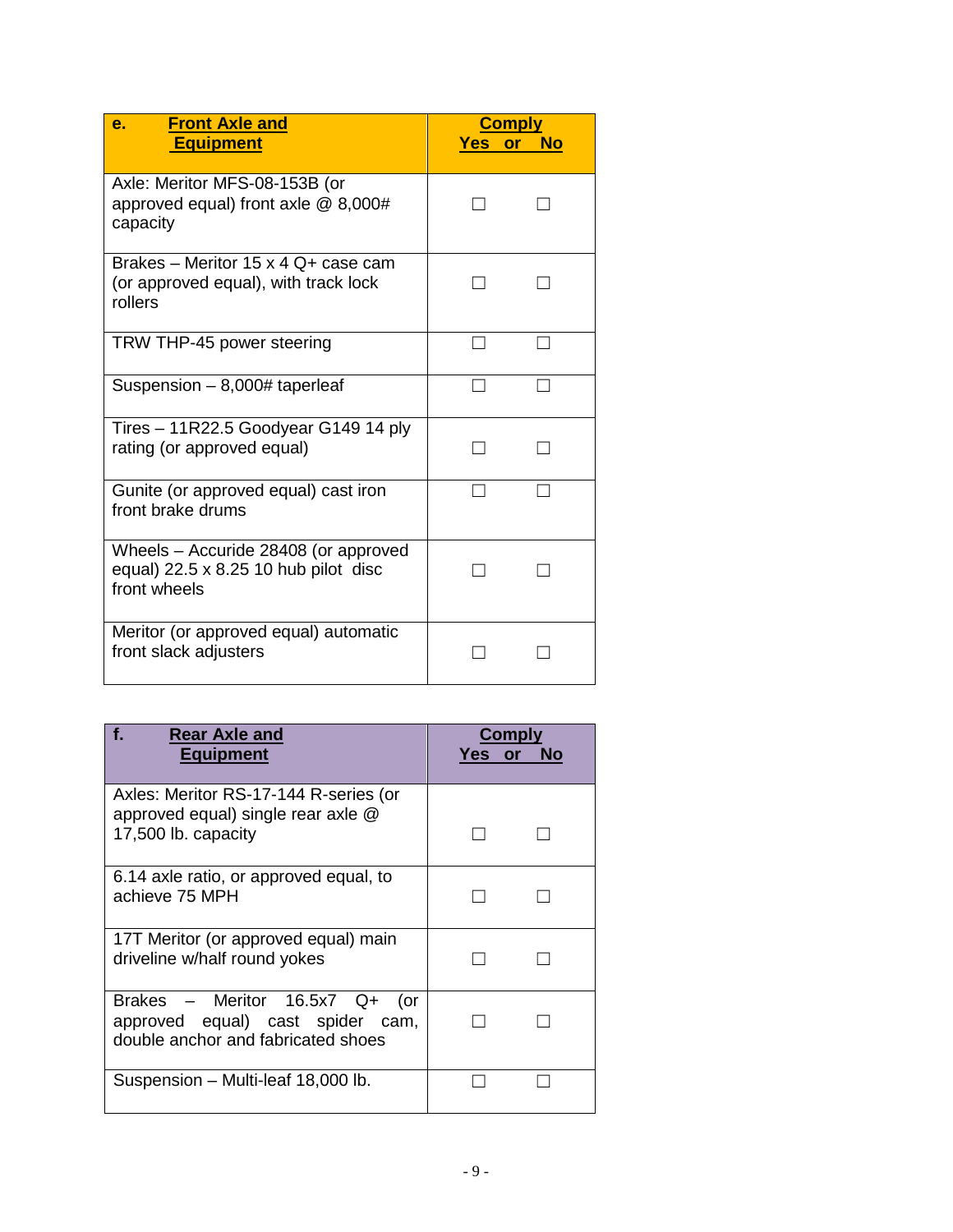| e. Front Axle and Equipment | Comply Yes | or No |
| --- | --- | --- |
| Axle: Meritor MFS-08-153B (or approved equal) front axle @ 8,000# capacity | ☐ | ☐ |
| Brakes – Meritor 15 x 4 Q+ case cam (or approved equal), with track lock rollers | ☐ | ☐ |
| TRW THP-45 power steering | ☐ | ☐ |
| Suspension – 8,000# taperleaf | ☐ | ☐ |
| Tires – 11R22.5 Goodyear G149 14 ply rating (or approved equal) | ☐ | ☐ |
| Gunite (or approved equal) cast iron front brake drums | ☐ | ☐ |
| Wheels – Accuride 28408 (or approved equal) 22.5 x 8.25 10 hub pilot disc front wheels | ☐ | ☐ |
| Meritor (or approved equal) automatic front slack adjusters | ☐ | ☐ |

| f. Rear Axle and Equipment | Comply Yes | or No |
| --- | --- | --- |
| Axles: Meritor RS-17-144 R-series (or approved equal) single rear axle @ 17,500 lb. capacity | ☐ | ☐ |
| 6.14 axle ratio, or approved equal, to achieve 75 MPH | ☐ | ☐ |
| 17T Meritor (or approved equal) main driveline w/half round yokes | ☐ | ☐ |
| Brakes – Meritor 16.5x7 Q+ (or approved equal) cast spider cam, double anchor and fabricated shoes | ☐ | ☐ |
| Suspension – Multi-leaf 18,000 lb. | ☐ | ☐ |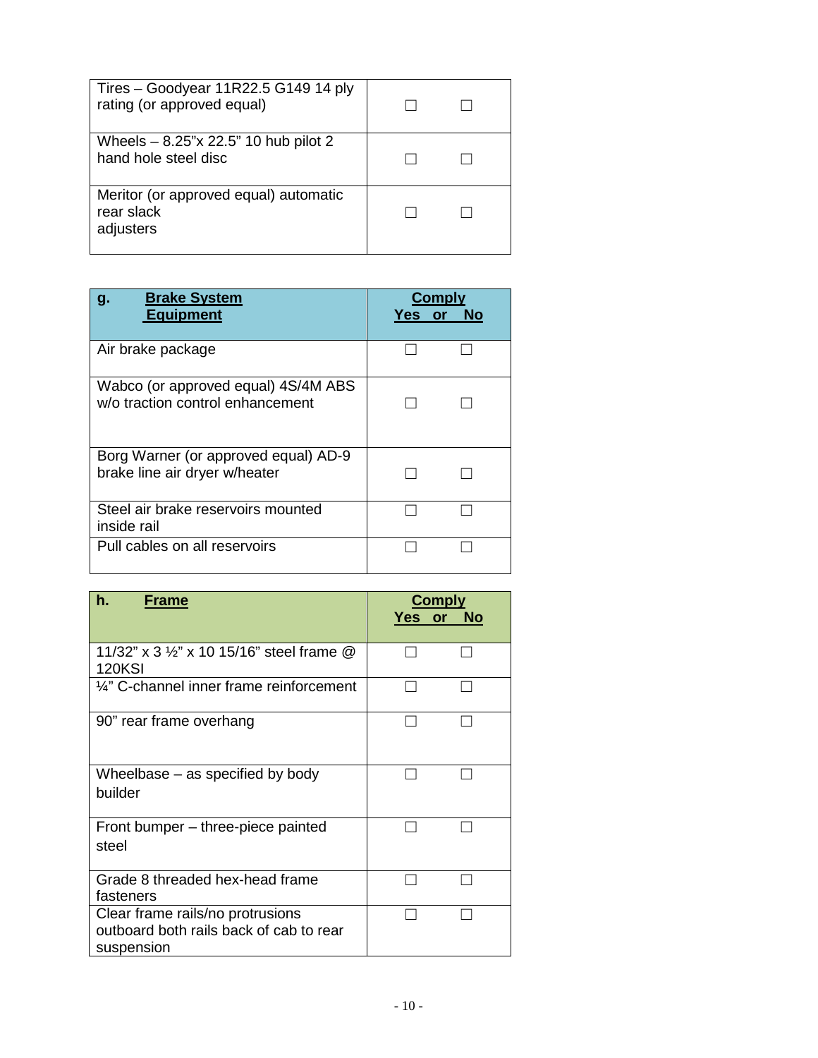| | | |
|---|---|---|
| Tires – Goodyear 11R22.5 G149 14 ply rating (or approved equal) | ☐ | ☐ |
| Wheels – 8.25"x 22.5" 10 hub pilot 2 hand hole steel disc | ☐ | ☐ |
| Meritor (or approved equal) automatic rear slack adjusters | ☐ | ☐ |

| g. **Brake System Equipment** | **Comply Yes** | **or No** |
|---|---|---|
| Air brake package | ☐ | ☐ |
| Wabco (or approved equal) 4S/4M ABS w/o traction control enhancement | ☐ | ☐ |
| Borg Warner (or approved equal) AD-9 brake line air dryer w/heater | ☐ | ☐ |
| Steel air brake reservoirs mounted inside rail | ☐ | ☐ |
| Pull cables on all reservoirs | ☐ | ☐ |

| h. **Frame** | **Comply Yes** | **or No** |
|---|---|---|
| 11/32" x 3 ½" x 10 15/16" steel frame @ 120KSI | ☐ | ☐ |
| ¼" C-channel inner frame reinforcement | ☐ | ☐ |
| 90" rear frame overhang | ☐ | ☐ |
| Wheelbase – as specified by body builder | ☐ | ☐ |
| Front bumper – three-piece painted steel | ☐ | ☐ |
| Grade 8 threaded hex-head frame fasteners | ☐ | ☐ |
| Clear frame rails/no protrusions outboard both rails back of cab to rear suspension | ☐ | ☐ |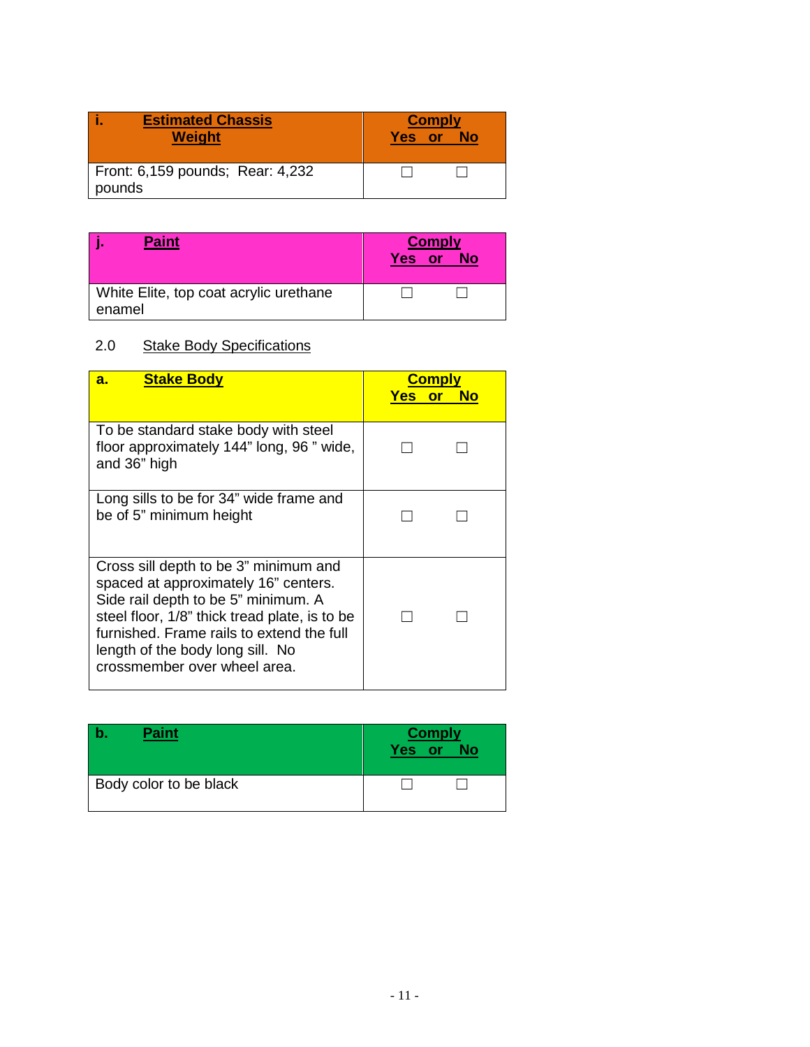| i. **Estimated Chassis Weight** | **Comply** Yes or No | |
|---|---|---|
| Front: 6,159 pounds; Rear: 4,232 pounds | ☐ | ☐ |

| j. **Paint** | **Comply** Yes or No | |
|---|---|---|
| White Elite, top coat acrylic urethane enamel | ☐ | ☐ |

2.0 Stake Body Specifications

| a. **Stake Body** | **Comply** Yes or No | |
|---|---|---|
| To be standard stake body with steel floor approximately 144" long, 96 " wide, and 36" high | ☐ | ☐ |
| Long sills to be for 34" wide frame and be of 5" minimum height | ☐ | ☐ |
| Cross sill depth to be 3" minimum and spaced at approximately 16" centers. Side rail depth to be 5" minimum. A steel floor, 1/8" thick tread plate, is to be furnished. Frame rails to extend the full length of the body long sill. No crossmember over wheel area. | ☐ | ☐ |

| b. **Paint** | **Comply** Yes or No | |
|---|---|---|
| Body color to be black | ☐ | ☐ |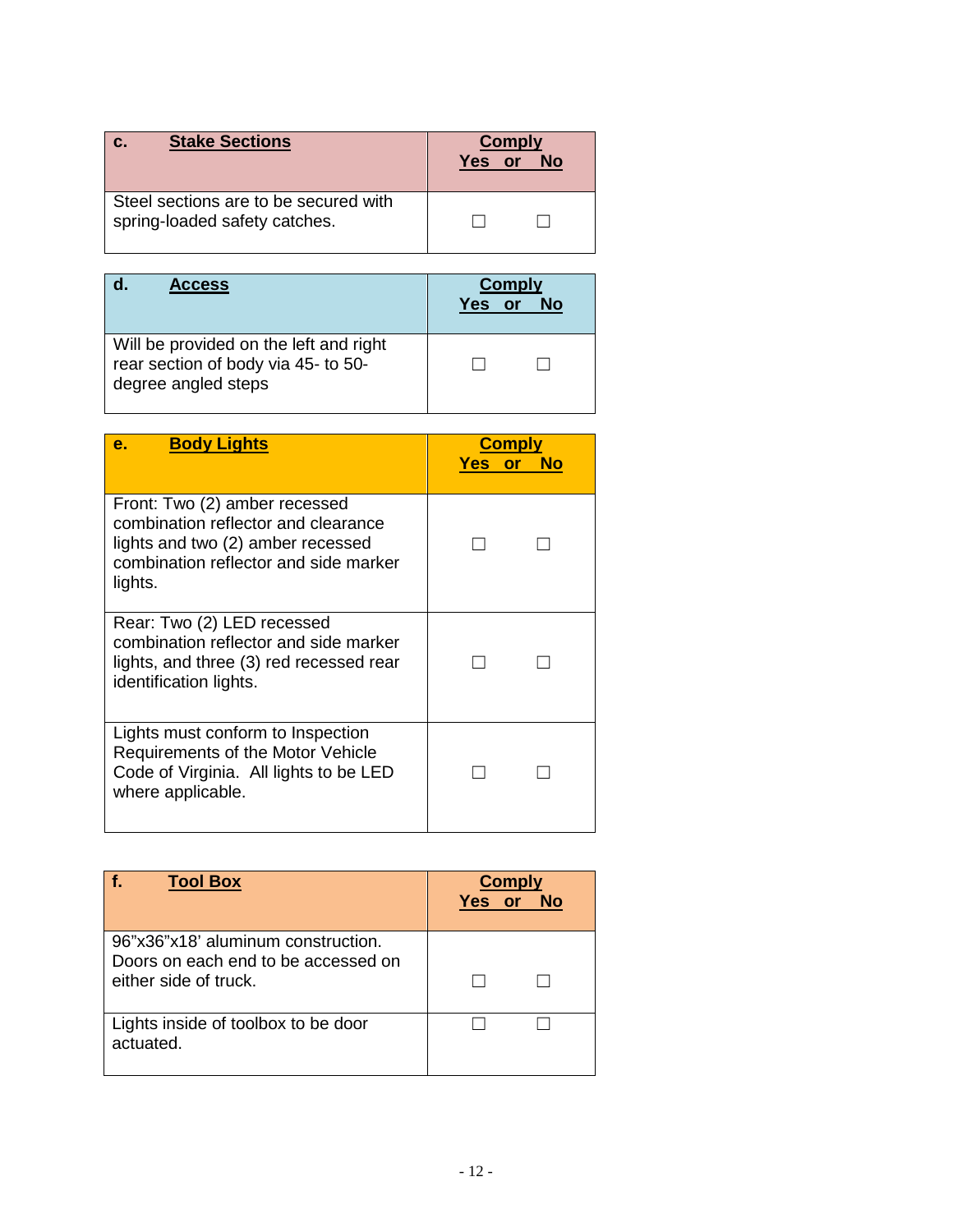| c. Stake Sections | Comply Yes or No | |
|---|---|---|
| Steel sections are to be secured with spring-loaded safety catches. | ☐ | ☐ |

| d. Access | Comply Yes or No | |
|---|---|---|
| Will be provided on the left and right rear section of body via 45- to 50-degree angled steps | ☐ | ☐ |

| e. Body Lights | Comply Yes or No | |
|---|---|---|
| Front: Two (2) amber recessed combination reflector and clearance lights and two (2) amber recessed combination reflector and side marker lights. | ☐ | ☐ |
| Rear: Two (2) LED recessed combination reflector and side marker lights, and three (3) red recessed rear identification lights. | ☐ | ☐ |
| Lights must conform to Inspection Requirements of the Motor Vehicle Code of Virginia. All lights to be LED where applicable. | ☐ | ☐ |

| f. Tool Box | Comply Yes or No | |
|---|---|---|
| 96"x36"x18' aluminum construction. Doors on each end to be accessed on either side of truck. | ☐ | ☐ |
| Lights inside of toolbox to be door actuated. | ☐ | ☐ |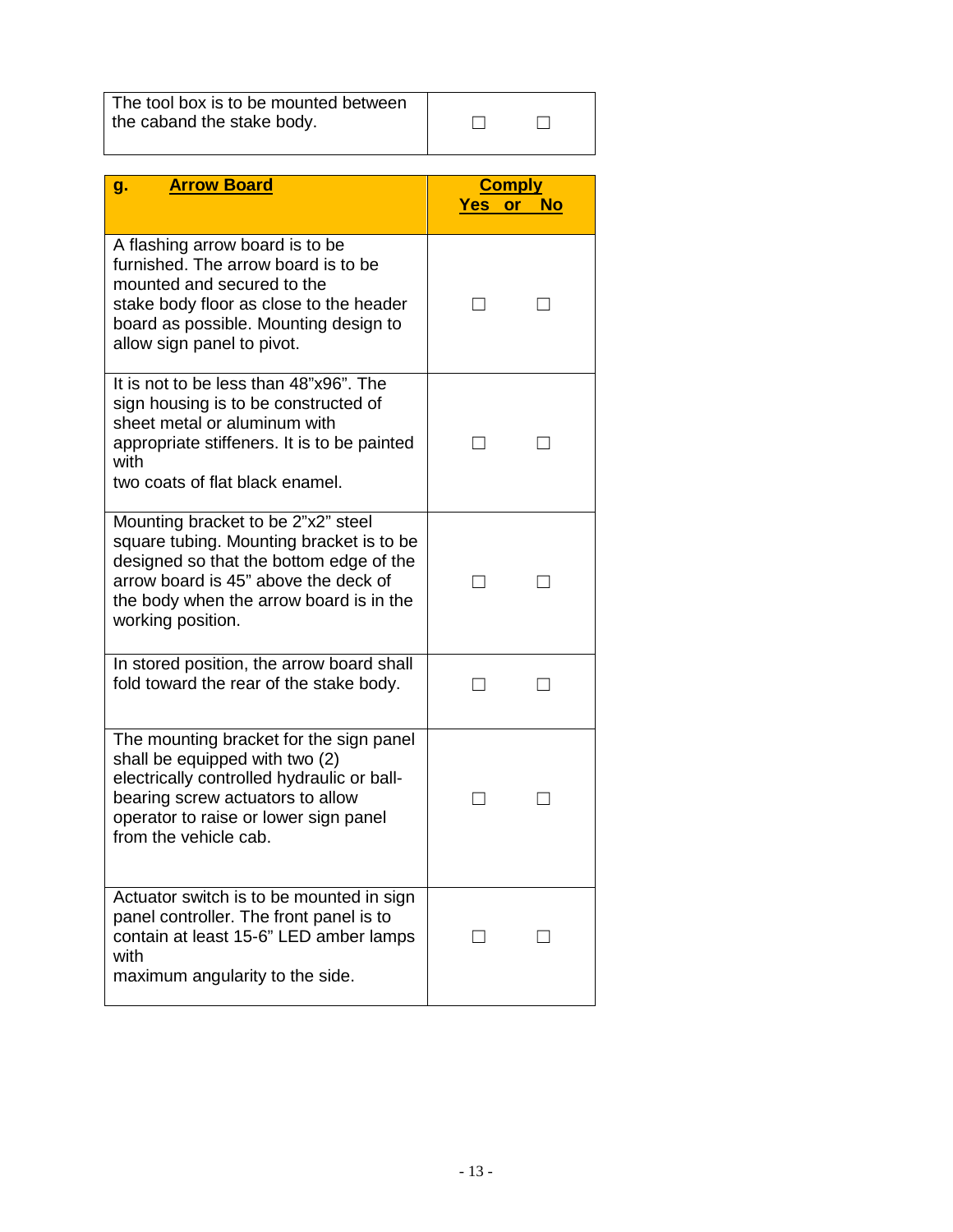| | | |
|---|---|---|
| The tool box is to be mounted between the caband the stake body. | ☐ | ☐ |

| **g. Arrow Board** | **Comply Yes** | **or No** |
|---|---|---|
| A flashing arrow board is to be furnished. The arrow board is to be mounted and secured to the stake body floor as close to the header board as possible. Mounting design to allow sign panel to pivot. | ☐ | ☐ |
| It is not to be less than 48"x96". The sign housing is to be constructed of sheet metal or aluminum with appropriate stiffeners. It is to be painted with two coats of flat black enamel. | ☐ | ☐ |
| Mounting bracket to be 2"x2" steel square tubing. Mounting bracket is to be designed so that the bottom edge of the arrow board is 45" above the deck of the body when the arrow board is in the working position. | ☐ | ☐ |
| In stored position, the arrow board shall fold toward the rear of the stake body. | ☐ | ☐ |
| The mounting bracket for the sign panel shall be equipped with two (2) electrically controlled hydraulic or ball-bearing screw actuators to allow operator to raise or lower sign panel from the vehicle cab. | ☐ | ☐ |
| Actuator switch is to be mounted in sign panel controller. The front panel is to contain at least 15-6" LED amber lamps with maximum angularity to the side. | ☐ | ☐ |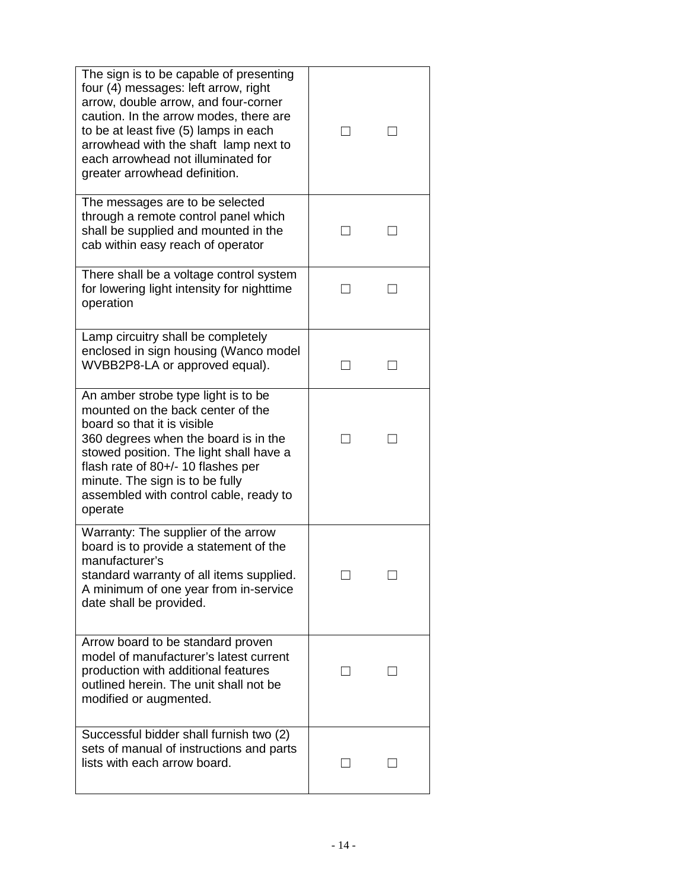| | | |
|---|---|---|
| The sign is to be capable of presenting four (4) messages: left arrow, right arrow, double arrow, and four-corner caution. In the arrow modes, there are to be at least five (5) lamps in each arrowhead with the shaft lamp next to each arrowhead not illuminated for greater arrowhead definition. | ☐ | ☐ |
| The messages are to be selected through a remote control panel which shall be supplied and mounted in the cab within easy reach of operator | ☐ | ☐ |
| There shall be a voltage control system for lowering light intensity for nighttime operation | ☐ | ☐ |
| Lamp circuitry shall be completely enclosed in sign housing (Wanco model WVBB2P8-LA or approved equal). | ☐ | ☐ |
| An amber strobe type light is to be mounted on the back center of the board so that it is visible 360 degrees when the board is in the stowed position. The light shall have a flash rate of 80+/- 10 flashes per minute. The sign is to be fully assembled with control cable, ready to operate | ☐ | ☐ |
| Warranty: The supplier of the arrow board is to provide a statement of the manufacturer's standard warranty of all items supplied. A minimum of one year from in-service date shall be provided. | ☐ | ☐ |
| Arrow board to be standard proven model of manufacturer's latest current production with additional features outlined herein. The unit shall not be modified or augmented. | ☐ | ☐ |
| Successful bidder shall furnish two (2) sets of manual of instructions and parts lists with each arrow board. | ☐ | ☐ |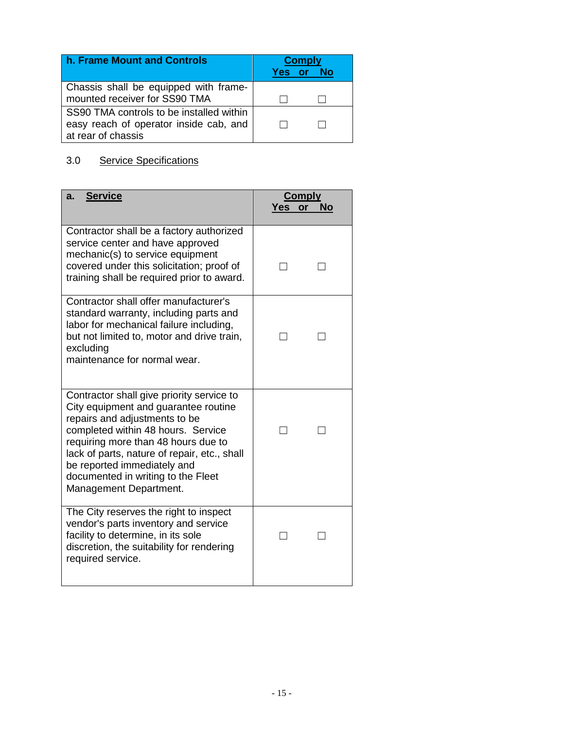| **h. Frame Mount and Controls** | **Comply** **Yes or No** | |
|---|---|---|
| Chassis shall be equipped with frame-mounted receiver for SS90 TMA | ☐ | ☐ |
| SS90 TMA controls to be installed within easy reach of operator inside cab, and at rear of chassis | ☐ | ☐ |

## 3.0 Service Specifications

| **a. Service** | **Comply** **Yes or No** | |
|---|---|---|
| Contractor shall be a factory authorized service center and have approved mechanic(s) to service equipment covered under this solicitation; proof of training shall be required prior to award. | ☐ | ☐ |
| Contractor shall offer manufacturer's standard warranty, including parts and labor for mechanical failure including, but not limited to, motor and drive train, excluding maintenance for normal wear. | ☐ | ☐ |
| Contractor shall give priority service to City equipment and guarantee routine repairs and adjustments to be completed within 48 hours. Service requiring more than 48 hours due to lack of parts, nature of repair, etc., shall be reported immediately and documented in writing to the Fleet Management Department. | ☐ | ☐ |
| The City reserves the right to inspect vendor's parts inventory and service facility to determine, in its sole discretion, the suitability for rendering required service. | ☐ | ☐ |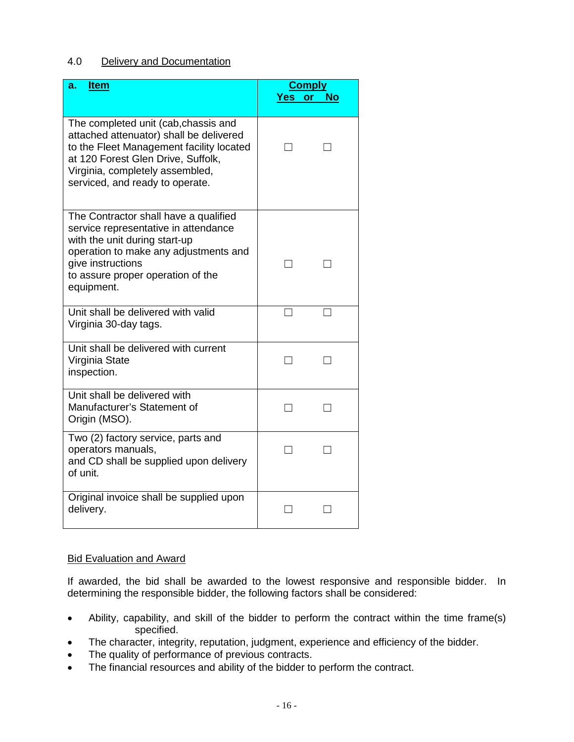4.0 Delivery and Documentation

| a. Item | Comply Yes or No | |
|---|---|---|
| The completed unit (cab,chassis and attached attenuator) shall be delivered to the Fleet Management facility located at 120 Forest Glen Drive, Suffolk, Virginia, completely assembled, serviced, and ready to operate. | ☐ | ☐ |
| The Contractor shall have a qualified service representative in attendance with the unit during start-up operation to make any adjustments and give instructions to assure proper operation of the equipment. | ☐ | ☐ |
| Unit shall be delivered with valid Virginia 30-day tags. | ☐ | ☐ |
| Unit shall be delivered with current Virginia State inspection. | ☐ | ☐ |
| Unit shall be delivered with Manufacturer's Statement of Origin (MSO). | ☐ | ☐ |
| Two (2) factory service, parts and operators manuals, and CD shall be supplied upon delivery of unit. | ☐ | ☐ |
| Original invoice shall be supplied upon delivery. | ☐ | ☐ |

Bid Evaluation and Award

If awarded, the bid shall be awarded to the lowest responsive and responsible bidder. In determining the responsible bidder, the following factors shall be considered:

- Ability, capability, and skill of the bidder to perform the contract within the time frame(s) specified.
- The character, integrity, reputation, judgment, experience and efficiency of the bidder.
- The quality of performance of previous contracts.
- The financial resources and ability of the bidder to perform the contract.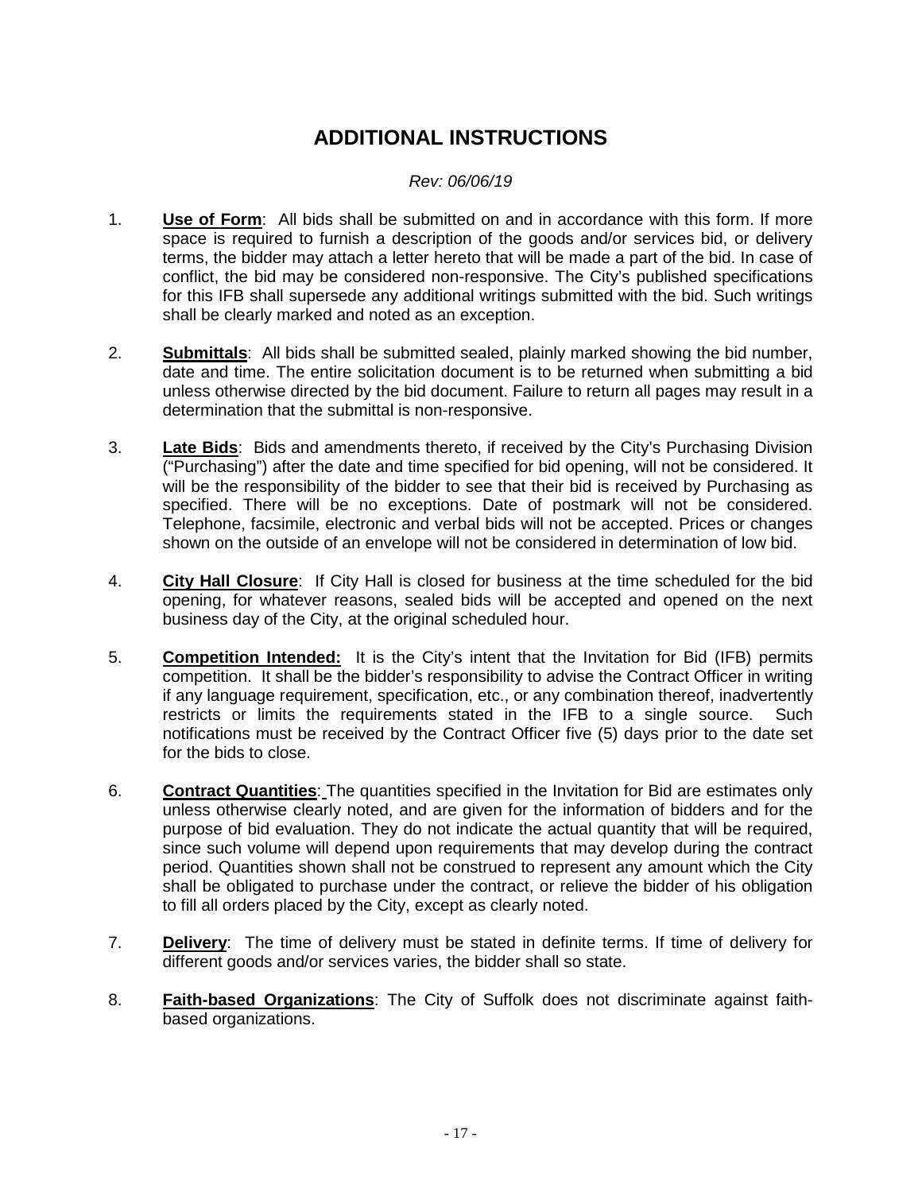# ADDITIONAL INSTRUCTIONS

*Rev: 06/06/19*

1. **Use of Form**: All bids shall be submitted on and in accordance with this form. If more space is required to furnish a description of the goods and/or services bid, or delivery terms, the bidder may attach a letter hereto that will be made a part of the bid. In case of conflict, the bid may be considered non-responsive. The City's published specifications for this IFB shall supersede any additional writings submitted with the bid. Such writings shall be clearly marked and noted as an exception.

2. **Submittals**: All bids shall be submitted sealed, plainly marked showing the bid number, date and time. The entire solicitation document is to be returned when submitting a bid unless otherwise directed by the bid document. Failure to return all pages may result in a determination that the submittal is non-responsive.

3. **Late Bids**: Bids and amendments thereto, if received by the City's Purchasing Division ("Purchasing") after the date and time specified for bid opening, will not be considered. It will be the responsibility of the bidder to see that their bid is received by Purchasing as specified. There will be no exceptions. Date of postmark will not be considered. Telephone, facsimile, electronic and verbal bids will not be accepted. Prices or changes shown on the outside of an envelope will not be considered in determination of low bid.

4. **City Hall Closure**: If City Hall is closed for business at the time scheduled for the bid opening, for whatever reasons, sealed bids will be accepted and opened on the next business day of the City, at the original scheduled hour.

5. **Competition Intended:** It is the City's intent that the Invitation for Bid (IFB) permits competition. It shall be the bidder's responsibility to advise the Contract Officer in writing if any language requirement, specification, etc., or any combination thereof, inadvertently restricts or limits the requirements stated in the IFB to a single source. Such notifications must be received by the Contract Officer five (5) days prior to the date set for the bids to close.

6. **Contract Quantities**: The quantities specified in the Invitation for Bid are estimates only unless otherwise clearly noted, and are given for the information of bidders and for the purpose of bid evaluation. They do not indicate the actual quantity that will be required, since such volume will depend upon requirements that may develop during the contract period. Quantities shown shall not be construed to represent any amount which the City shall be obligated to purchase under the contract, or relieve the bidder of his obligation to fill all orders placed by the City, except as clearly noted.

7. **Delivery**: The time of delivery must be stated in definite terms. If time of delivery for different goods and/or services varies, the bidder shall so state.

8. **Faith-based Organizations**: The City of Suffolk does not discriminate against faith-based organizations.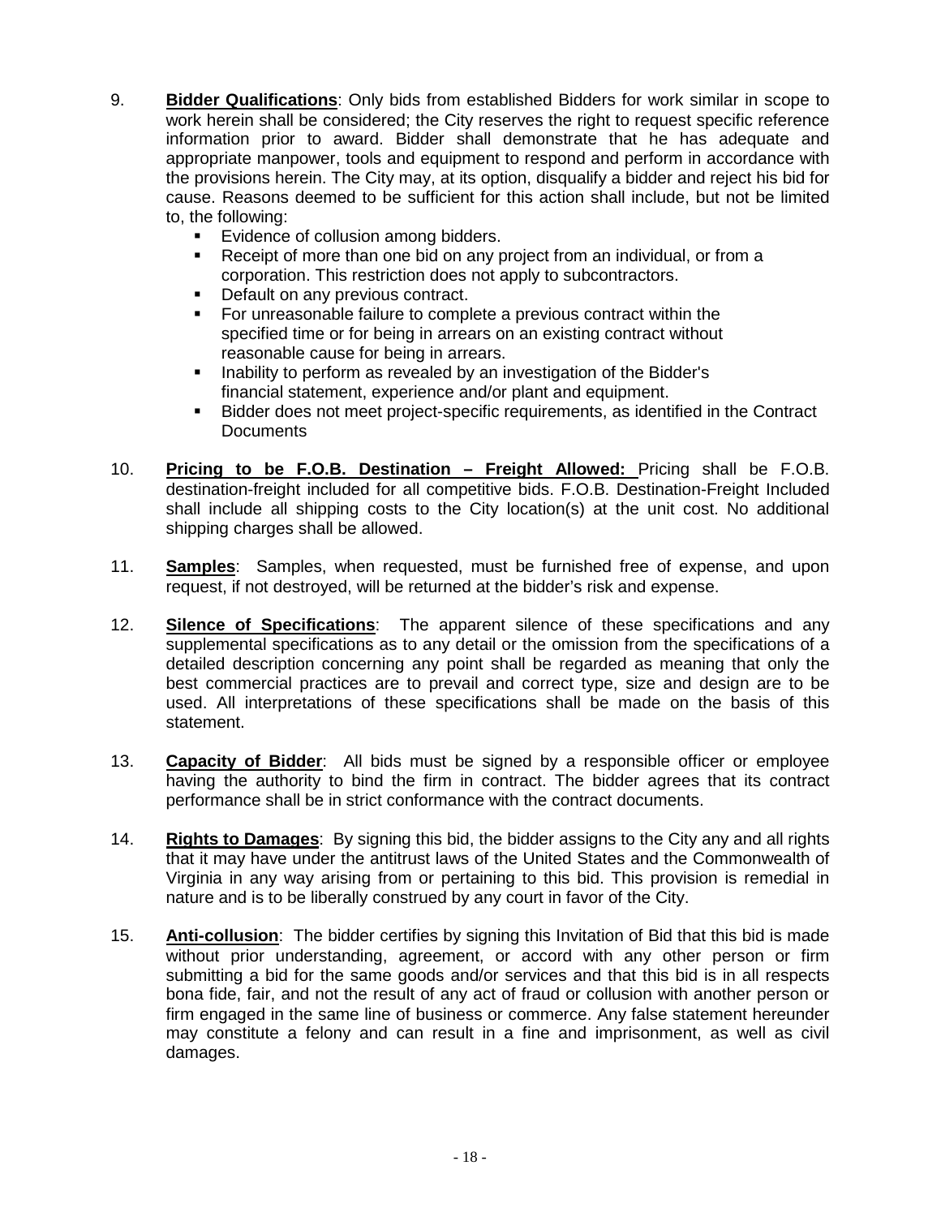9. **Bidder Qualifications**: Only bids from established Bidders for work similar in scope to work herein shall be considered; the City reserves the right to request specific reference information prior to award. Bidder shall demonstrate that he has adequate and appropriate manpower, tools and equipment to respond and perform in accordance with the provisions herein. The City may, at its option, disqualify a bidder and reject his bid for cause. Reasons deemed to be sufficient for this action shall include, but not be limited to, the following:
   - Evidence of collusion among bidders.
   - Receipt of more than one bid on any project from an individual, or from a corporation. This restriction does not apply to subcontractors.
   - Default on any previous contract.
   - For unreasonable failure to complete a previous contract within the specified time or for being in arrears on an existing contract without reasonable cause for being in arrears.
   - Inability to perform as revealed by an investigation of the Bidder's financial statement, experience and/or plant and equipment.
   - Bidder does not meet project-specific requirements, as identified in the Contract Documents

10. **Pricing to be F.O.B. Destination – Freight Allowed:** Pricing shall be F.O.B. destination-freight included for all competitive bids. F.O.B. Destination-Freight Included shall include all shipping costs to the City location(s) at the unit cost. No additional shipping charges shall be allowed.

11. **Samples**: Samples, when requested, must be furnished free of expense, and upon request, if not destroyed, will be returned at the bidder's risk and expense.

12. **Silence of Specifications**: The apparent silence of these specifications and any supplemental specifications as to any detail or the omission from the specifications of a detailed description concerning any point shall be regarded as meaning that only the best commercial practices are to prevail and correct type, size and design are to be used. All interpretations of these specifications shall be made on the basis of this statement.

13. **Capacity of Bidder**: All bids must be signed by a responsible officer or employee having the authority to bind the firm in contract. The bidder agrees that its contract performance shall be in strict conformance with the contract documents.

14. **Rights to Damages**: By signing this bid, the bidder assigns to the City any and all rights that it may have under the antitrust laws of the United States and the Commonwealth of Virginia in any way arising from or pertaining to this bid. This provision is remedial in nature and is to be liberally construed by any court in favor of the City.

15. **Anti-collusion**: The bidder certifies by signing this Invitation of Bid that this bid is made without prior understanding, agreement, or accord with any other person or firm submitting a bid for the same goods and/or services and that this bid is in all respects bona fide, fair, and not the result of any act of fraud or collusion with another person or firm engaged in the same line of business or commerce. Any false statement hereunder may constitute a felony and can result in a fine and imprisonment, as well as civil damages.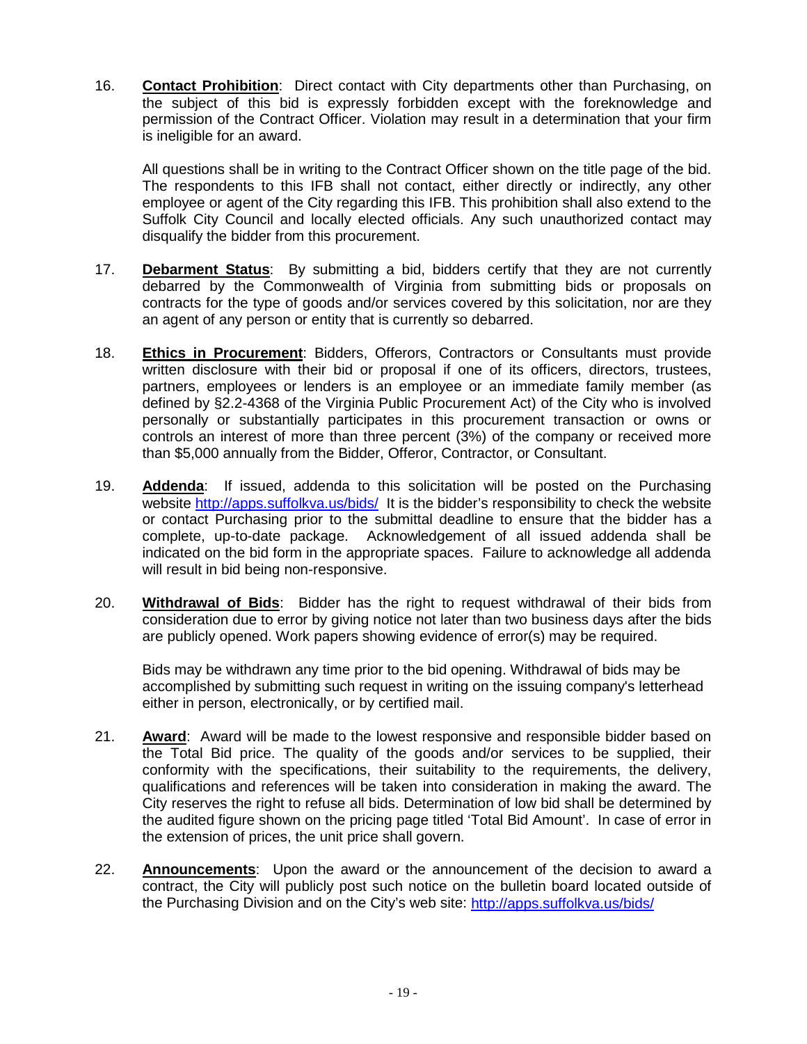16. **Contact Prohibition**: Direct contact with City departments other than Purchasing, on the subject of this bid is expressly forbidden except with the foreknowledge and permission of the Contract Officer. Violation may result in a determination that your firm is ineligible for an award.

    All questions shall be in writing to the Contract Officer shown on the title page of the bid. The respondents to this IFB shall not contact, either directly or indirectly, any other employee or agent of the City regarding this IFB. This prohibition shall also extend to the Suffolk City Council and locally elected officials. Any such unauthorized contact may disqualify the bidder from this procurement.

17. **Debarment Status**: By submitting a bid, bidders certify that they are not currently debarred by the Commonwealth of Virginia from submitting bids or proposals on contracts for the type of goods and/or services covered by this solicitation, nor are they an agent of any person or entity that is currently so debarred.

18. **Ethics in Procurement**: Bidders, Offerors, Contractors or Consultants must provide written disclosure with their bid or proposal if one of its officers, directors, trustees, partners, employees or lenders is an employee or an immediate family member (as defined by §2.2-4368 of the Virginia Public Procurement Act) of the City who is involved personally or substantially participates in this procurement transaction or owns or controls an interest of more than three percent (3%) of the company or received more than $5,000 annually from the Bidder, Offeror, Contractor, or Consultant.

19. **Addenda**: If issued, addenda to this solicitation will be posted on the Purchasing website http://apps.suffolkva.us/bids/ It is the bidder's responsibility to check the website or contact Purchasing prior to the submittal deadline to ensure that the bidder has a complete, up-to-date package. Acknowledgement of all issued addenda shall be indicated on the bid form in the appropriate spaces. Failure to acknowledge all addenda will result in bid being non-responsive.

20. **Withdrawal of Bids**: Bidder has the right to request withdrawal of their bids from consideration due to error by giving notice not later than two business days after the bids are publicly opened. Work papers showing evidence of error(s) may be required.

    Bids may be withdrawn any time prior to the bid opening. Withdrawal of bids may be accomplished by submitting such request in writing on the issuing company's letterhead either in person, electronically, or by certified mail.

21. **Award**: Award will be made to the lowest responsive and responsible bidder based on the Total Bid price. The quality of the goods and/or services to be supplied, their conformity with the specifications, their suitability to the requirements, the delivery, qualifications and references will be taken into consideration in making the award. The City reserves the right to refuse all bids. Determination of low bid shall be determined by the audited figure shown on the pricing page titled 'Total Bid Amount'. In case of error in the extension of prices, the unit price shall govern.

22. **Announcements**: Upon the award or the announcement of the decision to award a contract, the City will publicly post such notice on the bulletin board located outside of the Purchasing Division and on the City's web site: http://apps.suffolkva.us/bids/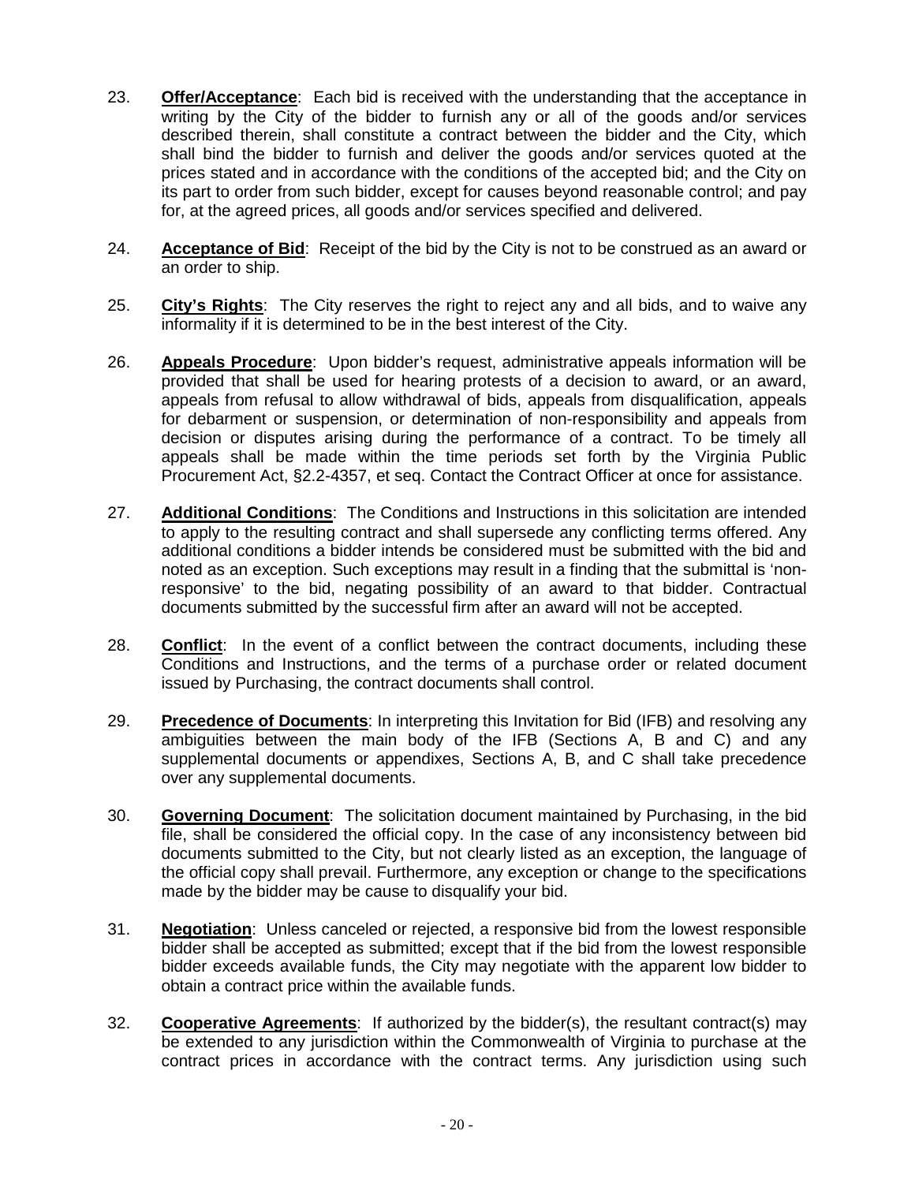23. **Offer/Acceptance**: Each bid is received with the understanding that the acceptance in writing by the City of the bidder to furnish any or all of the goods and/or services described therein, shall constitute a contract between the bidder and the City, which shall bind the bidder to furnish and deliver the goods and/or services quoted at the prices stated and in accordance with the conditions of the accepted bid; and the City on its part to order from such bidder, except for causes beyond reasonable control; and pay for, at the agreed prices, all goods and/or services specified and delivered.

24. **Acceptance of Bid**: Receipt of the bid by the City is not to be construed as an award or an order to ship.

25. **City's Rights**: The City reserves the right to reject any and all bids, and to waive any informality if it is determined to be in the best interest of the City.

26. **Appeals Procedure**: Upon bidder's request, administrative appeals information will be provided that shall be used for hearing protests of a decision to award, or an award, appeals from refusal to allow withdrawal of bids, appeals from disqualification, appeals for debarment or suspension, or determination of non-responsibility and appeals from decision or disputes arising during the performance of a contract. To be timely all appeals shall be made within the time periods set forth by the Virginia Public Procurement Act, §2.2-4357, et seq. Contact the Contract Officer at once for assistance.

27. **Additional Conditions**: The Conditions and Instructions in this solicitation are intended to apply to the resulting contract and shall supersede any conflicting terms offered. Any additional conditions a bidder intends be considered must be submitted with the bid and noted as an exception. Such exceptions may result in a finding that the submittal is 'non-responsive' to the bid, negating possibility of an award to that bidder. Contractual documents submitted by the successful firm after an award will not be accepted.

28. **Conflict**: In the event of a conflict between the contract documents, including these Conditions and Instructions, and the terms of a purchase order or related document issued by Purchasing, the contract documents shall control.

29. **Precedence of Documents**: In interpreting this Invitation for Bid (IFB) and resolving any ambiguities between the main body of the IFB (Sections A, B and C) and any supplemental documents or appendixes, Sections A, B, and C shall take precedence over any supplemental documents.

30. **Governing Document**: The solicitation document maintained by Purchasing, in the bid file, shall be considered the official copy. In the case of any inconsistency between bid documents submitted to the City, but not clearly listed as an exception, the language of the official copy shall prevail. Furthermore, any exception or change to the specifications made by the bidder may be cause to disqualify your bid.

31. **Negotiation**: Unless canceled or rejected, a responsive bid from the lowest responsible bidder shall be accepted as submitted; except that if the bid from the lowest responsible bidder exceeds available funds, the City may negotiate with the apparent low bidder to obtain a contract price within the available funds.

32. **Cooperative Agreements**: If authorized by the bidder(s), the resultant contract(s) may be extended to any jurisdiction within the Commonwealth of Virginia to purchase at the contract prices in accordance with the contract terms. Any jurisdiction using such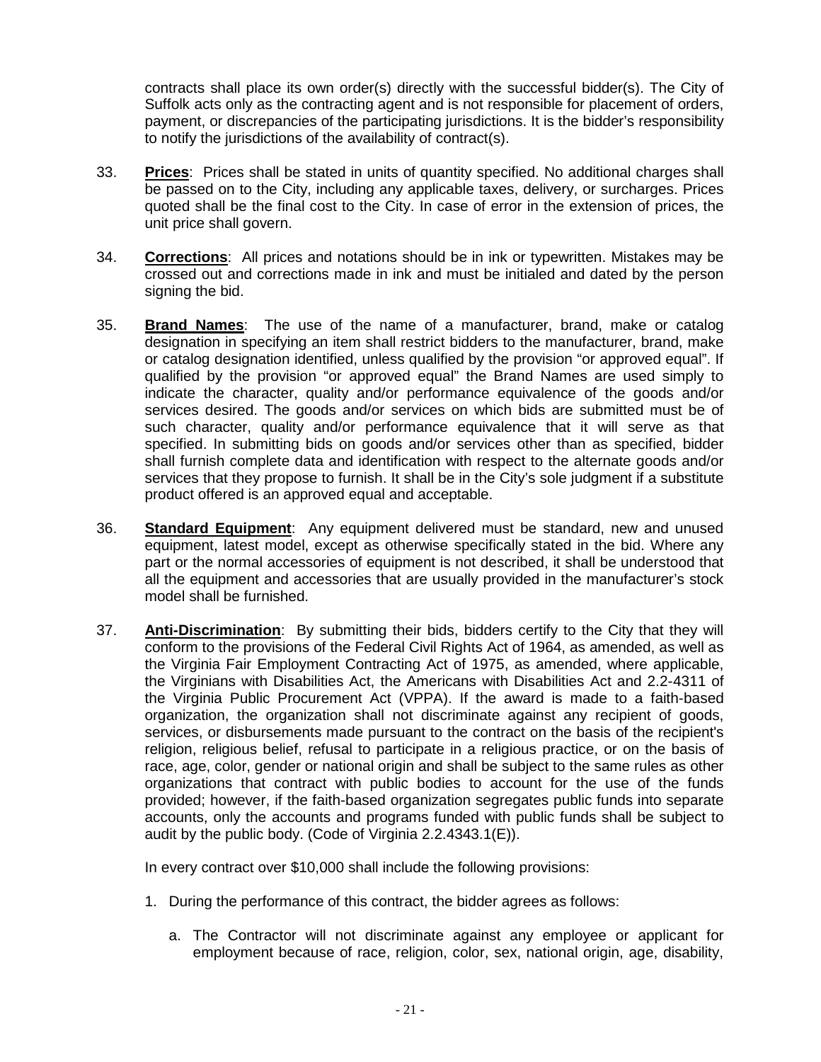contracts shall place its own order(s) directly with the successful bidder(s). The City of Suffolk acts only as the contracting agent and is not responsible for placement of orders, payment, or discrepancies of the participating jurisdictions. It is the bidder's responsibility to notify the jurisdictions of the availability of contract(s).

33. **Prices**: Prices shall be stated in units of quantity specified. No additional charges shall be passed on to the City, including any applicable taxes, delivery, or surcharges. Prices quoted shall be the final cost to the City. In case of error in the extension of prices, the unit price shall govern.

34. **Corrections**: All prices and notations should be in ink or typewritten. Mistakes may be crossed out and corrections made in ink and must be initialed and dated by the person signing the bid.

35. **Brand Names**: The use of the name of a manufacturer, brand, make or catalog designation in specifying an item shall restrict bidders to the manufacturer, brand, make or catalog designation identified, unless qualified by the provision "or approved equal". If qualified by the provision "or approved equal" the Brand Names are used simply to indicate the character, quality and/or performance equivalence of the goods and/or services desired. The goods and/or services on which bids are submitted must be of such character, quality and/or performance equivalence that it will serve as that specified. In submitting bids on goods and/or services other than as specified, bidder shall furnish complete data and identification with respect to the alternate goods and/or services that they propose to furnish. It shall be in the City's sole judgment if a substitute product offered is an approved equal and acceptable.

36. **Standard Equipment**: Any equipment delivered must be standard, new and unused equipment, latest model, except as otherwise specifically stated in the bid. Where any part or the normal accessories of equipment is not described, it shall be understood that all the equipment and accessories that are usually provided in the manufacturer's stock model shall be furnished.

37. **Anti-Discrimination**: By submitting their bids, bidders certify to the City that they will conform to the provisions of the Federal Civil Rights Act of 1964, as amended, as well as the Virginia Fair Employment Contracting Act of 1975, as amended, where applicable, the Virginians with Disabilities Act, the Americans with Disabilities Act and 2.2-4311 of the Virginia Public Procurement Act (VPPA). If the award is made to a faith-based organization, the organization shall not discriminate against any recipient of goods, services, or disbursements made pursuant to the contract on the basis of the recipient's religion, religious belief, refusal to participate in a religious practice, or on the basis of race, age, color, gender or national origin and shall be subject to the same rules as other organizations that contract with public bodies to account for the use of the funds provided; however, if the faith-based organization segregates public funds into separate accounts, only the accounts and programs funded with public funds shall be subject to audit by the public body. (Code of Virginia 2.2.4343.1(E)).

    In every contract over $10,000 shall include the following provisions:

    1. During the performance of this contract, the bidder agrees as follows:

        a. The Contractor will not discriminate against any employee or applicant for employment because of race, religion, color, sex, national origin, age, disability,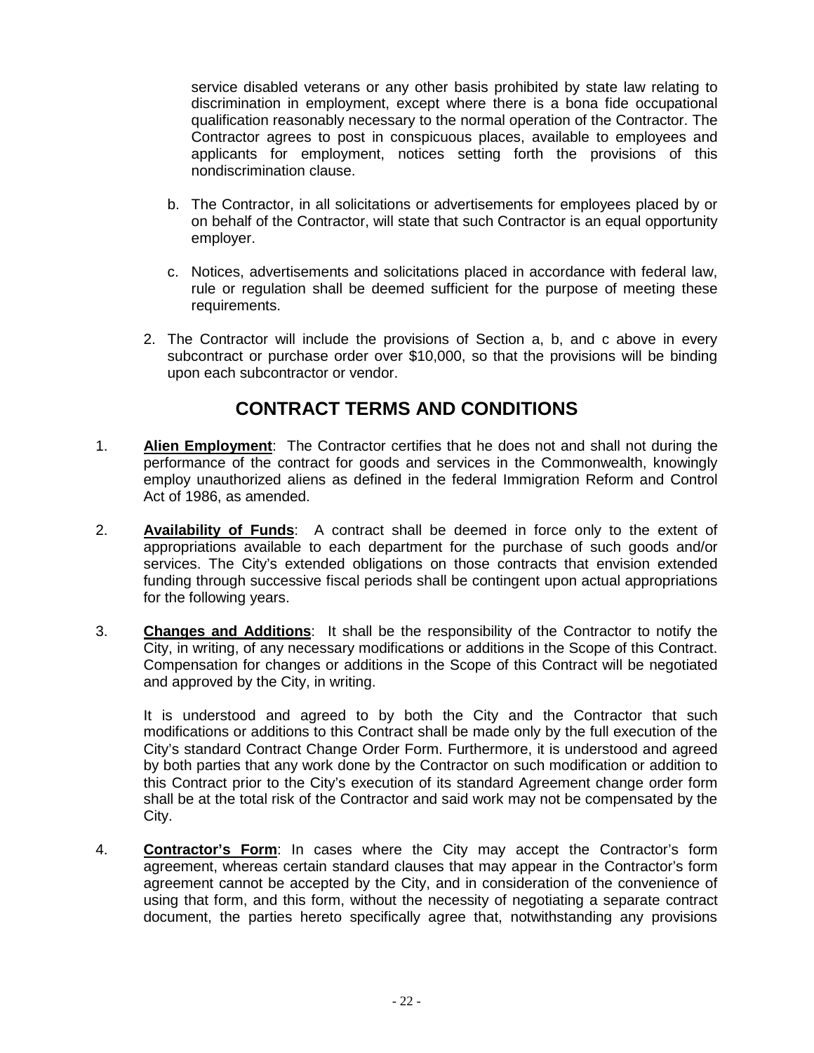service disabled veterans or any other basis prohibited by state law relating to discrimination in employment, except where there is a bona fide occupational qualification reasonably necessary to the normal operation of the Contractor. The Contractor agrees to post in conspicuous places, available to employees and applicants for employment, notices setting forth the provisions of this nondiscrimination clause.

   b. The Contractor, in all solicitations or advertisements for employees placed by or on behalf of the Contractor, will state that such Contractor is an equal opportunity employer.

   c. Notices, advertisements and solicitations placed in accordance with federal law, rule or regulation shall be deemed sufficient for the purpose of meeting these requirements.

2. The Contractor will include the provisions of Section a, b, and c above in every subcontract or purchase order over $10,000, so that the provisions will be binding upon each subcontractor or vendor.

## CONTRACT TERMS AND CONDITIONS

1. **Alien Employment**: The Contractor certifies that he does not and shall not during the performance of the contract for goods and services in the Commonwealth, knowingly employ unauthorized aliens as defined in the federal Immigration Reform and Control Act of 1986, as amended.

2. **Availability of Funds**: A contract shall be deemed in force only to the extent of appropriations available to each department for the purchase of such goods and/or services. The City's extended obligations on those contracts that envision extended funding through successive fiscal periods shall be contingent upon actual appropriations for the following years.

3. **Changes and Additions**: It shall be the responsibility of the Contractor to notify the City, in writing, of any necessary modifications or additions in the Scope of this Contract. Compensation for changes or additions in the Scope of this Contract will be negotiated and approved by the City, in writing.

   It is understood and agreed to by both the City and the Contractor that such modifications or additions to this Contract shall be made only by the full execution of the City's standard Contract Change Order Form. Furthermore, it is understood and agreed by both parties that any work done by the Contractor on such modification or addition to this Contract prior to the City's execution of its standard Agreement change order form shall be at the total risk of the Contractor and said work may not be compensated by the City.

4. **Contractor's Form**: In cases where the City may accept the Contractor's form agreement, whereas certain standard clauses that may appear in the Contractor's form agreement cannot be accepted by the City, and in consideration of the convenience of using that form, and this form, without the necessity of negotiating a separate contract document, the parties hereto specifically agree that, notwithstanding any provisions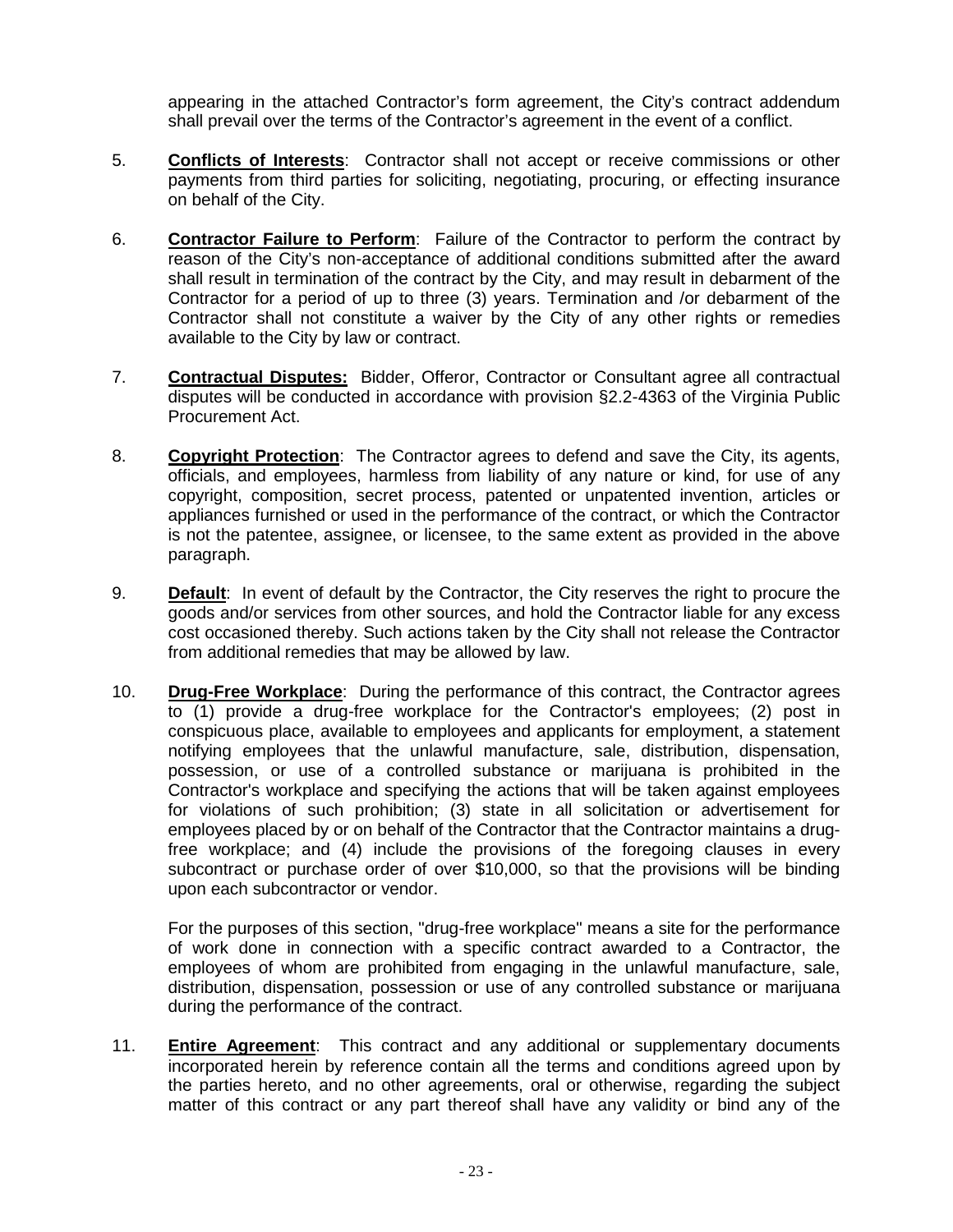appearing in the attached Contractor's form agreement, the City's contract addendum shall prevail over the terms of the Contractor's agreement in the event of a conflict.

5. **Conflicts of Interests**: Contractor shall not accept or receive commissions or other payments from third parties for soliciting, negotiating, procuring, or effecting insurance on behalf of the City.

6. **Contractor Failure to Perform**: Failure of the Contractor to perform the contract by reason of the City's non-acceptance of additional conditions submitted after the award shall result in termination of the contract by the City, and may result in debarment of the Contractor for a period of up to three (3) years. Termination and /or debarment of the Contractor shall not constitute a waiver by the City of any other rights or remedies available to the City by law or contract.

7. **Contractual Disputes:** Bidder, Offeror, Contractor or Consultant agree all contractual disputes will be conducted in accordance with provision §2.2-4363 of the Virginia Public Procurement Act.

8. **Copyright Protection**: The Contractor agrees to defend and save the City, its agents, officials, and employees, harmless from liability of any nature or kind, for use of any copyright, composition, secret process, patented or unpatented invention, articles or appliances furnished or used in the performance of the contract, or which the Contractor is not the patentee, assignee, or licensee, to the same extent as provided in the above paragraph.

9. **Default**: In event of default by the Contractor, the City reserves the right to procure the goods and/or services from other sources, and hold the Contractor liable for any excess cost occasioned thereby. Such actions taken by the City shall not release the Contractor from additional remedies that may be allowed by law.

10. **Drug-Free Workplace**: During the performance of this contract, the Contractor agrees to (1) provide a drug-free workplace for the Contractor's employees; (2) post in conspicuous place, available to employees and applicants for employment, a statement notifying employees that the unlawful manufacture, sale, distribution, dispensation, possession, or use of a controlled substance or marijuana is prohibited in the Contractor's workplace and specifying the actions that will be taken against employees for violations of such prohibition; (3) state in all solicitation or advertisement for employees placed by or on behalf of the Contractor that the Contractor maintains a drug-free workplace; and (4) include the provisions of the foregoing clauses in every subcontract or purchase order of over $10,000, so that the provisions will be binding upon each subcontractor or vendor.

    For the purposes of this section, "drug-free workplace" means a site for the performance of work done in connection with a specific contract awarded to a Contractor, the employees of whom are prohibited from engaging in the unlawful manufacture, sale, distribution, dispensation, possession or use of any controlled substance or marijuana during the performance of the contract.

11. **Entire Agreement**: This contract and any additional or supplementary documents incorporated herein by reference contain all the terms and conditions agreed upon by the parties hereto, and no other agreements, oral or otherwise, regarding the subject matter of this contract or any part thereof shall have any validity or bind any of the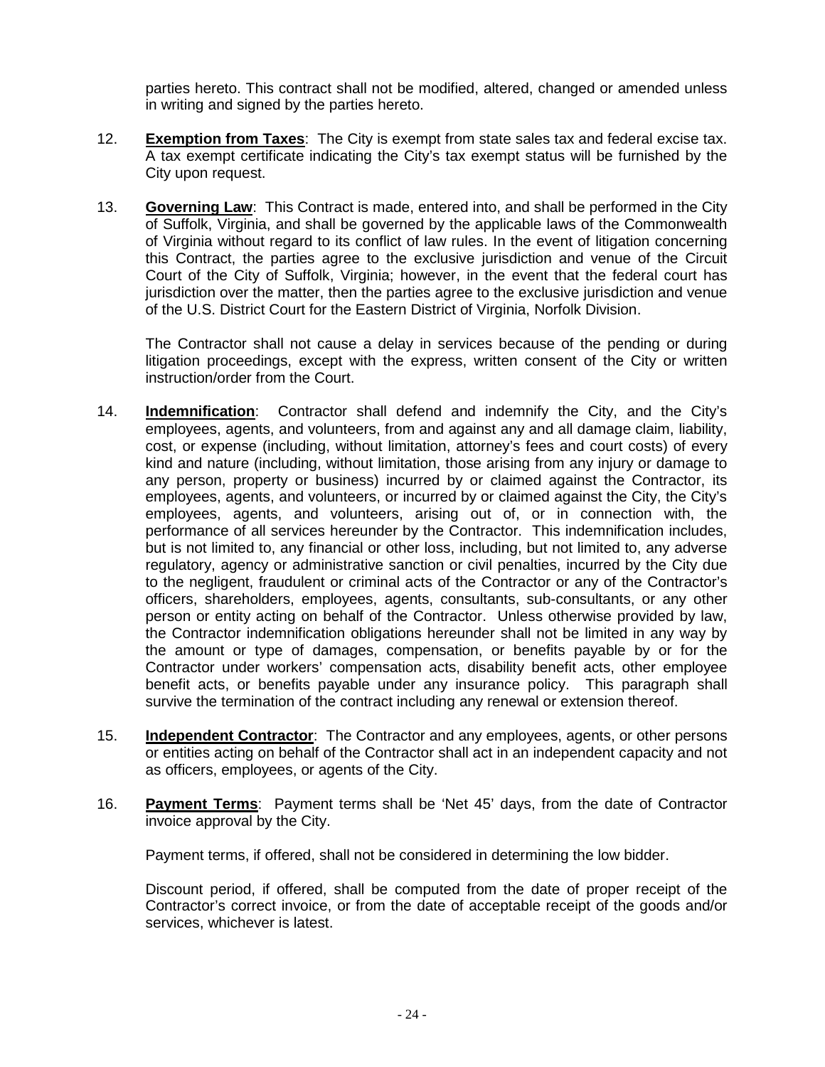parties hereto. This contract shall not be modified, altered, changed or amended unless in writing and signed by the parties hereto.

12. **Exemption from Taxes**: The City is exempt from state sales tax and federal excise tax. A tax exempt certificate indicating the City's tax exempt status will be furnished by the City upon request.

13. **Governing Law**: This Contract is made, entered into, and shall be performed in the City of Suffolk, Virginia, and shall be governed by the applicable laws of the Commonwealth of Virginia without regard to its conflict of law rules. In the event of litigation concerning this Contract, the parties agree to the exclusive jurisdiction and venue of the Circuit Court of the City of Suffolk, Virginia; however, in the event that the federal court has jurisdiction over the matter, then the parties agree to the exclusive jurisdiction and venue of the U.S. District Court for the Eastern District of Virginia, Norfolk Division.

    The Contractor shall not cause a delay in services because of the pending or during litigation proceedings, except with the express, written consent of the City or written instruction/order from the Court.

14. **Indemnification**: Contractor shall defend and indemnify the City, and the City's employees, agents, and volunteers, from and against any and all damage claim, liability, cost, or expense (including, without limitation, attorney's fees and court costs) of every kind and nature (including, without limitation, those arising from any injury or damage to any person, property or business) incurred by or claimed against the Contractor, its employees, agents, and volunteers, or incurred by or claimed against the City, the City's employees, agents, and volunteers, arising out of, or in connection with, the performance of all services hereunder by the Contractor. This indemnification includes, but is not limited to, any financial or other loss, including, but not limited to, any adverse regulatory, agency or administrative sanction or civil penalties, incurred by the City due to the negligent, fraudulent or criminal acts of the Contractor or any of the Contractor's officers, shareholders, employees, agents, consultants, sub-consultants, or any other person or entity acting on behalf of the Contractor. Unless otherwise provided by law, the Contractor indemnification obligations hereunder shall not be limited in any way by the amount or type of damages, compensation, or benefits payable by or for the Contractor under workers' compensation acts, disability benefit acts, other employee benefit acts, or benefits payable under any insurance policy. This paragraph shall survive the termination of the contract including any renewal or extension thereof.

15. **Independent Contractor**: The Contractor and any employees, agents, or other persons or entities acting on behalf of the Contractor shall act in an independent capacity and not as officers, employees, or agents of the City.

16. **Payment Terms**: Payment terms shall be 'Net 45' days, from the date of Contractor invoice approval by the City.

    Payment terms, if offered, shall not be considered in determining the low bidder.

    Discount period, if offered, shall be computed from the date of proper receipt of the Contractor's correct invoice, or from the date of acceptable receipt of the goods and/or services, whichever is latest.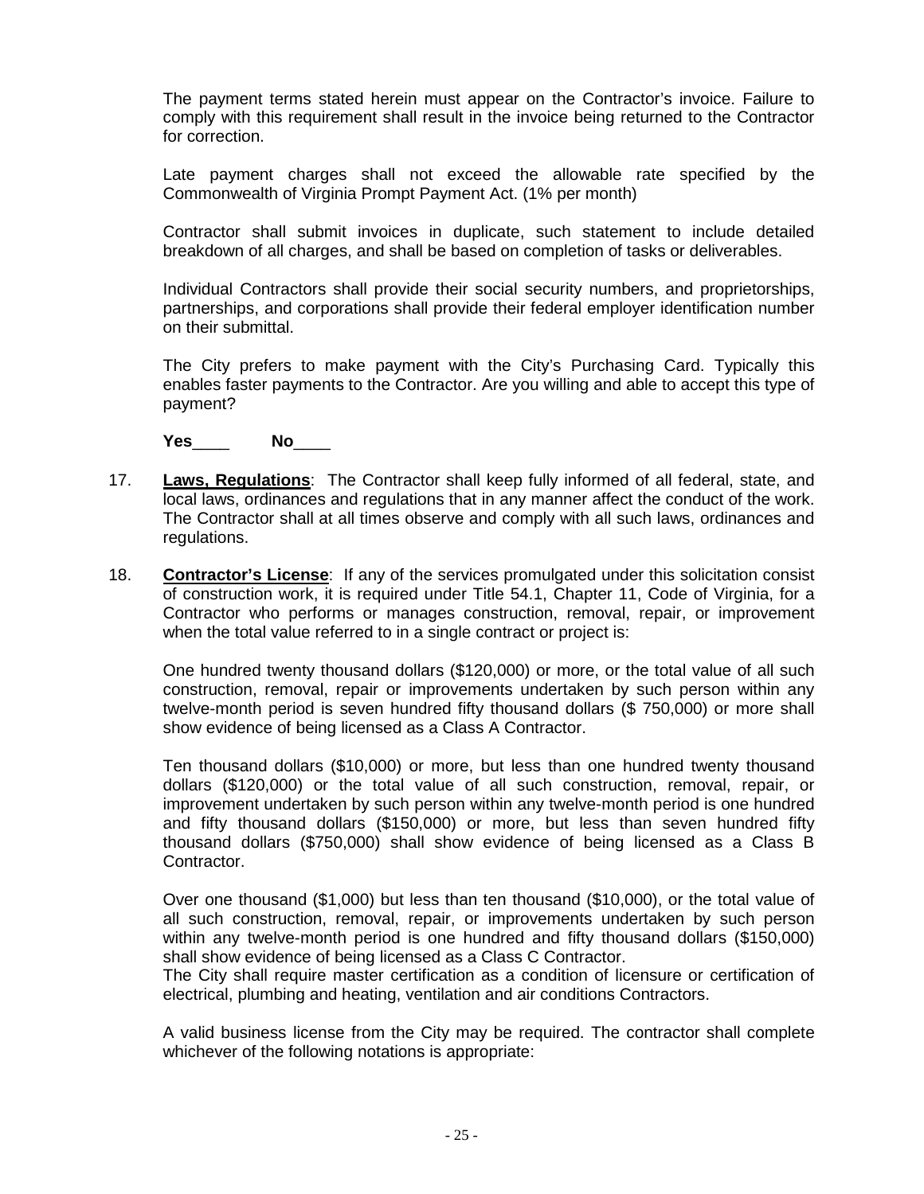The payment terms stated herein must appear on the Contractor's invoice. Failure to comply with this requirement shall result in the invoice being returned to the Contractor for correction.

Late payment charges shall not exceed the allowable rate specified by the Commonwealth of Virginia Prompt Payment Act. (1% per month)

Contractor shall submit invoices in duplicate, such statement to include detailed breakdown of all charges, and shall be based on completion of tasks or deliverables.

Individual Contractors shall provide their social security numbers, and proprietorships, partnerships, and corporations shall provide their federal employer identification number on their submittal.

The City prefers to make payment with the City's Purchasing Card. Typically this enables faster payments to the Contractor. Are you willing and able to accept this type of payment?

**Yes**____ **No**____

17. **Laws, Regulations**: The Contractor shall keep fully informed of all federal, state, and local laws, ordinances and regulations that in any manner affect the conduct of the work. The Contractor shall at all times observe and comply with all such laws, ordinances and regulations.

18. **Contractor's License**: If any of the services promulgated under this solicitation consist of construction work, it is required under Title 54.1, Chapter 11, Code of Virginia, for a Contractor who performs or manages construction, removal, repair, or improvement when the total value referred to in a single contract or project is:

One hundred twenty thousand dollars ($120,000) or more, or the total value of all such construction, removal, repair or improvements undertaken by such person within any twelve-month period is seven hundred fifty thousand dollars ($ 750,000) or more shall show evidence of being licensed as a Class A Contractor.

Ten thousand dollars ($10,000) or more, but less than one hundred twenty thousand dollars ($120,000) or the total value of all such construction, removal, repair, or improvement undertaken by such person within any twelve-month period is one hundred and fifty thousand dollars ($150,000) or more, but less than seven hundred fifty thousand dollars ($750,000) shall show evidence of being licensed as a Class B Contractor.

Over one thousand ($1,000) but less than ten thousand ($10,000), or the total value of all such construction, removal, repair, or improvements undertaken by such person within any twelve-month period is one hundred and fifty thousand dollars ($150,000) shall show evidence of being licensed as a Class C Contractor.
The City shall require master certification as a condition of licensure or certification of electrical, plumbing and heating, ventilation and air conditions Contractors.

A valid business license from the City may be required. The contractor shall complete whichever of the following notations is appropriate: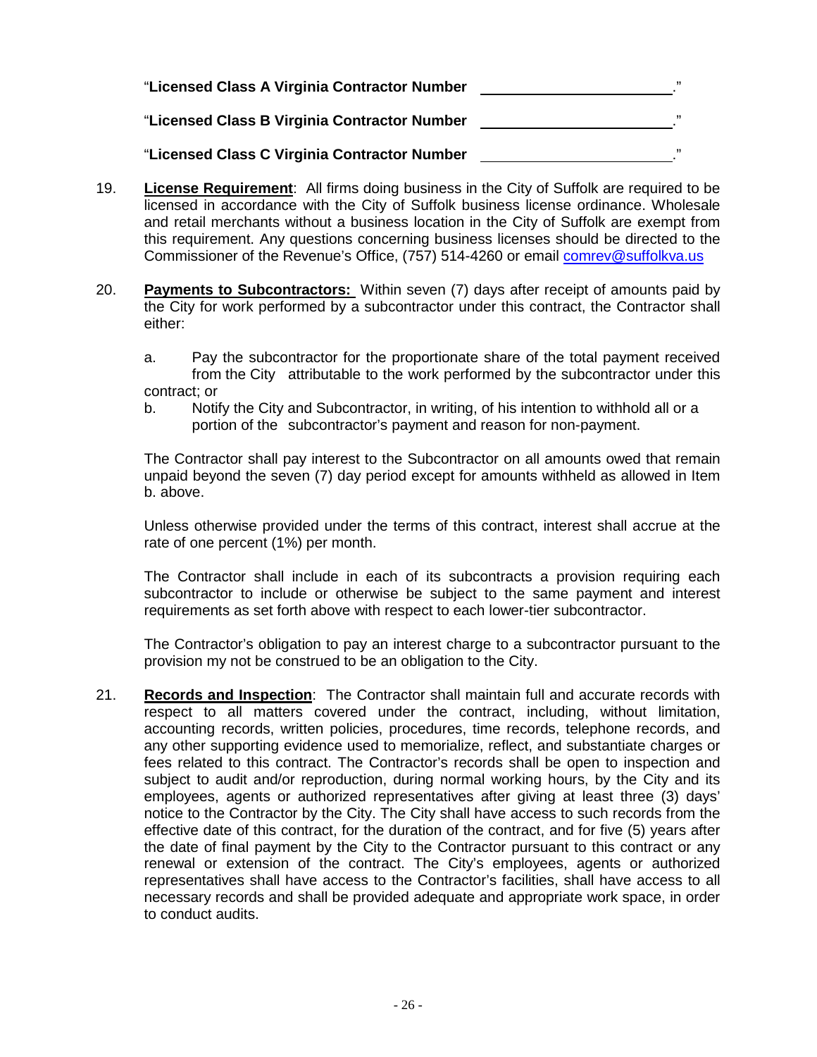"**Licensed Class A Virginia Contractor Number** ________________________."

"**Licensed Class B Virginia Contractor Number** ________________________."

"**Licensed Class C Virginia Contractor Number** ________________________."

19. **License Requirement**: All firms doing business in the City of Suffolk are required to be licensed in accordance with the City of Suffolk business license ordinance. Wholesale and retail merchants without a business location in the City of Suffolk are exempt from this requirement. Any questions concerning business licenses should be directed to the Commissioner of the Revenue's Office, (757) 514-4260 or email comrev@suffolkva.us

20. **Payments to Subcontractors:** Within seven (7) days after receipt of amounts paid by the City for work performed by a subcontractor under this contract, the Contractor shall either:

    a. Pay the subcontractor for the proportionate share of the total payment received from the City attributable to the work performed by the subcontractor under this contract; or

    b. Notify the City and Subcontractor, in writing, of his intention to withhold all or a portion of the subcontractor's payment and reason for non-payment.

    The Contractor shall pay interest to the Subcontractor on all amounts owed that remain unpaid beyond the seven (7) day period except for amounts withheld as allowed in Item b. above.

    Unless otherwise provided under the terms of this contract, interest shall accrue at the rate of one percent (1%) per month.

    The Contractor shall include in each of its subcontracts a provision requiring each subcontractor to include or otherwise be subject to the same payment and interest requirements as set forth above with respect to each lower-tier subcontractor.

    The Contractor's obligation to pay an interest charge to a subcontractor pursuant to the provision my not be construed to be an obligation to the City.

21. **Records and Inspection**: The Contractor shall maintain full and accurate records with respect to all matters covered under the contract, including, without limitation, accounting records, written policies, procedures, time records, telephone records, and any other supporting evidence used to memorialize, reflect, and substantiate charges or fees related to this contract. The Contractor's records shall be open to inspection and subject to audit and/or reproduction, during normal working hours, by the City and its employees, agents or authorized representatives after giving at least three (3) days' notice to the Contractor by the City. The City shall have access to such records from the effective date of this contract, for the duration of the contract, and for five (5) years after the date of final payment by the City to the Contractor pursuant to this contract or any renewal or extension of the contract. The City's employees, agents or authorized representatives shall have access to the Contractor's facilities, shall have access to all necessary records and shall be provided adequate and appropriate work space, in order to conduct audits.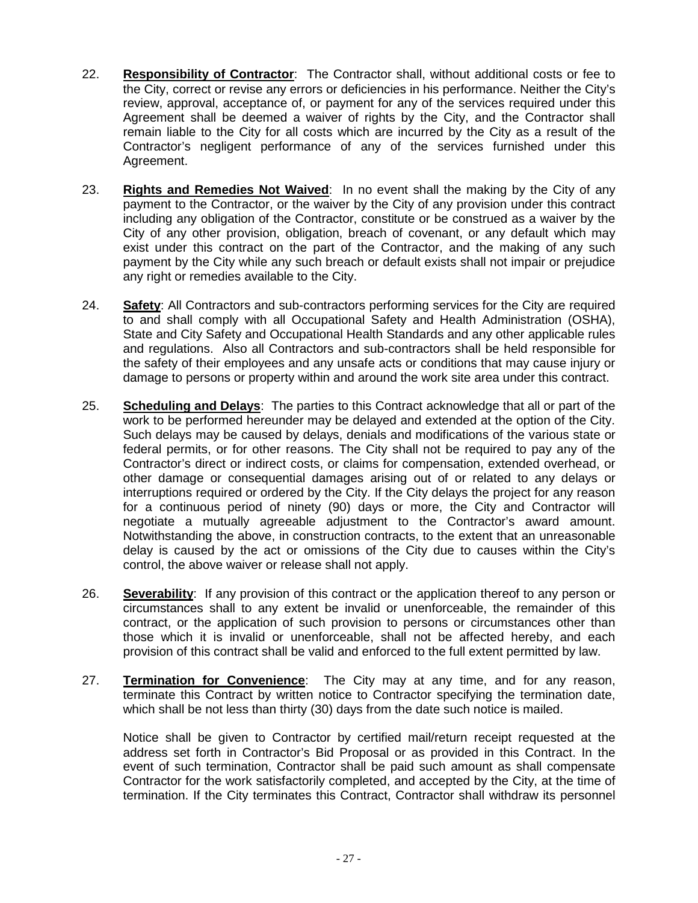22. **Responsibility of Contractor**: The Contractor shall, without additional costs or fee to the City, correct or revise any errors or deficiencies in his performance. Neither the City's review, approval, acceptance of, or payment for any of the services required under this Agreement shall be deemed a waiver of rights by the City, and the Contractor shall remain liable to the City for all costs which are incurred by the City as a result of the Contractor's negligent performance of any of the services furnished under this Agreement.

23. **Rights and Remedies Not Waived**: In no event shall the making by the City of any payment to the Contractor, or the waiver by the City of any provision under this contract including any obligation of the Contractor, constitute or be construed as a waiver by the City of any other provision, obligation, breach of covenant, or any default which may exist under this contract on the part of the Contractor, and the making of any such payment by the City while any such breach or default exists shall not impair or prejudice any right or remedies available to the City.

24. **Safety**: All Contractors and sub-contractors performing services for the City are required to and shall comply with all Occupational Safety and Health Administration (OSHA), State and City Safety and Occupational Health Standards and any other applicable rules and regulations. Also all Contractors and sub-contractors shall be held responsible for the safety of their employees and any unsafe acts or conditions that may cause injury or damage to persons or property within and around the work site area under this contract.

25. **Scheduling and Delays**: The parties to this Contract acknowledge that all or part of the work to be performed hereunder may be delayed and extended at the option of the City. Such delays may be caused by delays, denials and modifications of the various state or federal permits, or for other reasons. The City shall not be required to pay any of the Contractor's direct or indirect costs, or claims for compensation, extended overhead, or other damage or consequential damages arising out of or related to any delays or interruptions required or ordered by the City. If the City delays the project for any reason for a continuous period of ninety (90) days or more, the City and Contractor will negotiate a mutually agreeable adjustment to the Contractor's award amount. Notwithstanding the above, in construction contracts, to the extent that an unreasonable delay is caused by the act or omissions of the City due to causes within the City's control, the above waiver or release shall not apply.

26. **Severability**: If any provision of this contract or the application thereof to any person or circumstances shall to any extent be invalid or unenforceable, the remainder of this contract, or the application of such provision to persons or circumstances other than those which it is invalid or unenforceable, shall not be affected hereby, and each provision of this contract shall be valid and enforced to the full extent permitted by law.

27. **Termination for Convenience**: The City may at any time, and for any reason, terminate this Contract by written notice to Contractor specifying the termination date, which shall be not less than thirty (30) days from the date such notice is mailed.

    Notice shall be given to Contractor by certified mail/return receipt requested at the address set forth in Contractor's Bid Proposal or as provided in this Contract. In the event of such termination, Contractor shall be paid such amount as shall compensate Contractor for the work satisfactorily completed, and accepted by the City, at the time of termination. If the City terminates this Contract, Contractor shall withdraw its personnel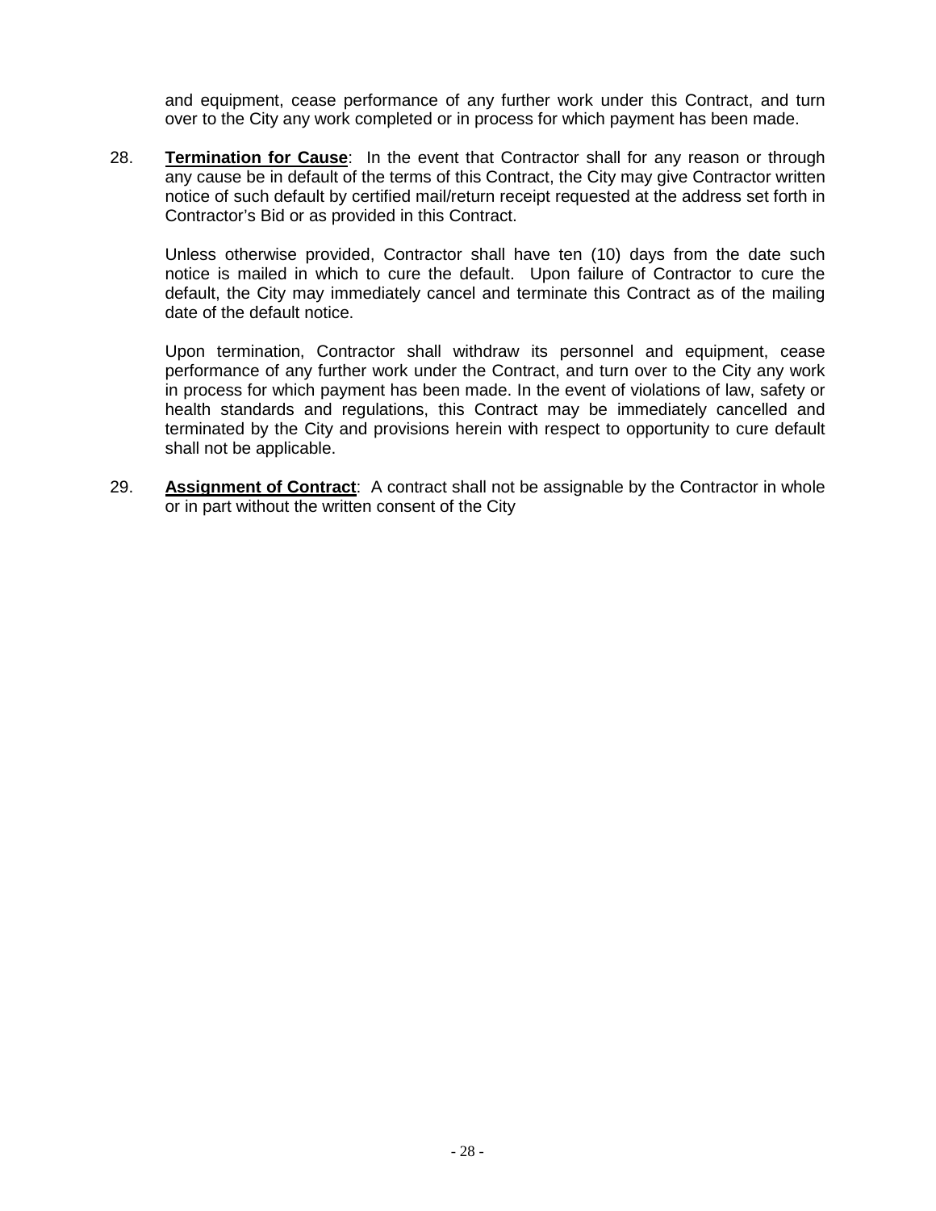and equipment, cease performance of any further work under this Contract, and turn over to the City any work completed or in process for which payment has been made.

28. **Termination for Cause**: In the event that Contractor shall for any reason or through any cause be in default of the terms of this Contract, the City may give Contractor written notice of such default by certified mail/return receipt requested at the address set forth in Contractor's Bid or as provided in this Contract.

    Unless otherwise provided, Contractor shall have ten (10) days from the date such notice is mailed in which to cure the default. Upon failure of Contractor to cure the default, the City may immediately cancel and terminate this Contract as of the mailing date of the default notice.

    Upon termination, Contractor shall withdraw its personnel and equipment, cease performance of any further work under the Contract, and turn over to the City any work in process for which payment has been made. In the event of violations of law, safety or health standards and regulations, this Contract may be immediately cancelled and terminated by the City and provisions herein with respect to opportunity to cure default shall not be applicable.

29. **Assignment of Contract**: A contract shall not be assignable by the Contractor in whole or in part without the written consent of the City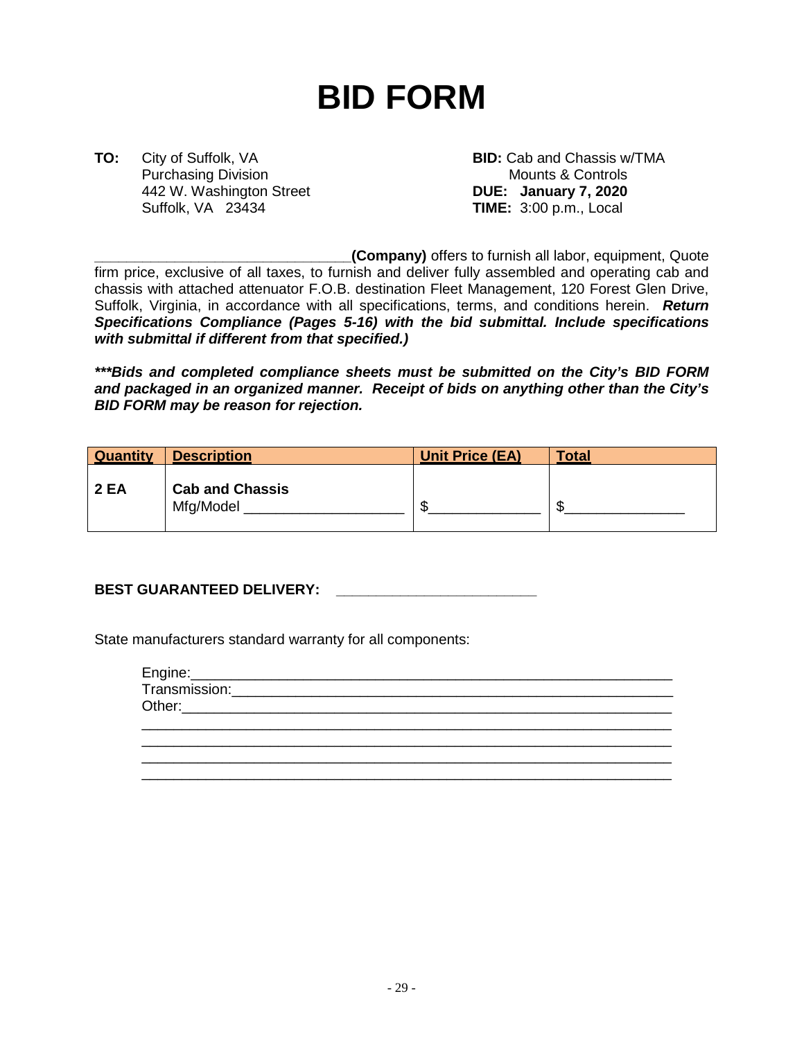# BID FORM

**TO:** City of Suffolk, VA
Purchasing Division
442 W. Washington Street
Suffolk, VA 23434

**BID:** Cab and Chassis w/TMA Mounts & Controls
**DUE: January 7, 2020**
**TIME:** 3:00 p.m., Local

________________________________**(Company)** offers to furnish all labor, equipment, Quote firm price, exclusive of all taxes, to furnish and deliver fully assembled and operating cab and chassis with attached attenuator F.O.B. destination Fleet Management, 120 Forest Glen Drive, Suffolk, Virginia, in accordance with all specifications, terms, and conditions herein. ***Return Specifications Compliance (Pages 5-16) with the bid submittal. Include specifications with submittal if different from that specified.)***

***\*\*\*Bids and completed compliance sheets must be submitted on the City's BID FORM and packaged in an organized manner. Receipt of bids on anything other than the City's BID FORM may be reason for rejection.***

| Quantity | Description | Unit Price (EA) | Total |
|---|---|---|---|
| **2 EA** | **Cab and Chassis** Mfg/Model ____________________ | $______________ | $______________ |

**BEST GUARANTEED DELIVERY:** _________________________

State manufacturers standard warranty for all components:

Engine:_______________________________________________________________
Transmission:__________________________________________________________
Other:________________________________________________________________
______________________________________________________________________
______________________________________________________________________
______________________________________________________________________
______________________________________________________________________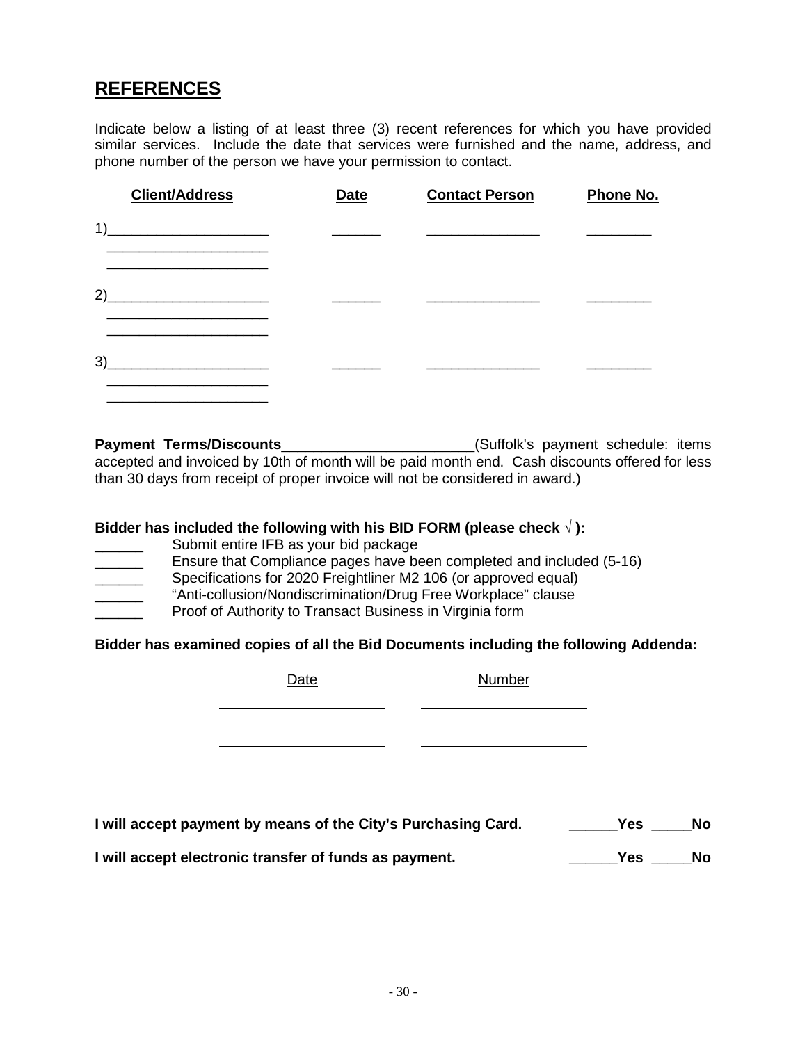## REFERENCES

Indicate below a listing of at least three (3) recent references for which you have provided similar services. Include the date that services were furnished and the name, address, and phone number of the person we have your permission to contact.

| Client/Address | Date | Contact Person | Phone No. |
|---|---|---|---|
| 1)____________________ | ______ | ______________ | ________ |
| ____________________ | | | |
| ____________________ | | | |
| 2)____________________ | ______ | ______________ | ________ |
| ____________________ | | | |
| ____________________ | | | |
| 3)____________________ | ______ | ______________ | ________ |
| ____________________ | | | |
| ____________________ | | | |

**Payment Terms/Discounts**________________________(Suffolk's payment schedule: items accepted and invoiced by 10th of month will be paid month end. Cash discounts offered for less than 30 days from receipt of proper invoice will not be considered in award.)

**Bidder has included the following with his BID FORM (please check √ ):**

______ Submit entire IFB as your bid package
______ Ensure that Compliance pages have been completed and included (5-16)
______ Specifications for 2020 Freightliner M2 106 (or approved equal)
______ "Anti-collusion/Nondiscrimination/Drug Free Workplace" clause
______ Proof of Authority to Transact Business in Virginia form

**Bidder has examined copies of all the Bid Documents including the following Addenda:**

| Date | Number |
|---|---|
| | |
| | |
| | |
| | |

**I will accept payment by means of the City's Purchasing Card.** ______**Yes** _____**No**

**I will accept electronic transfer of funds as payment.** ______**Yes** _____**No**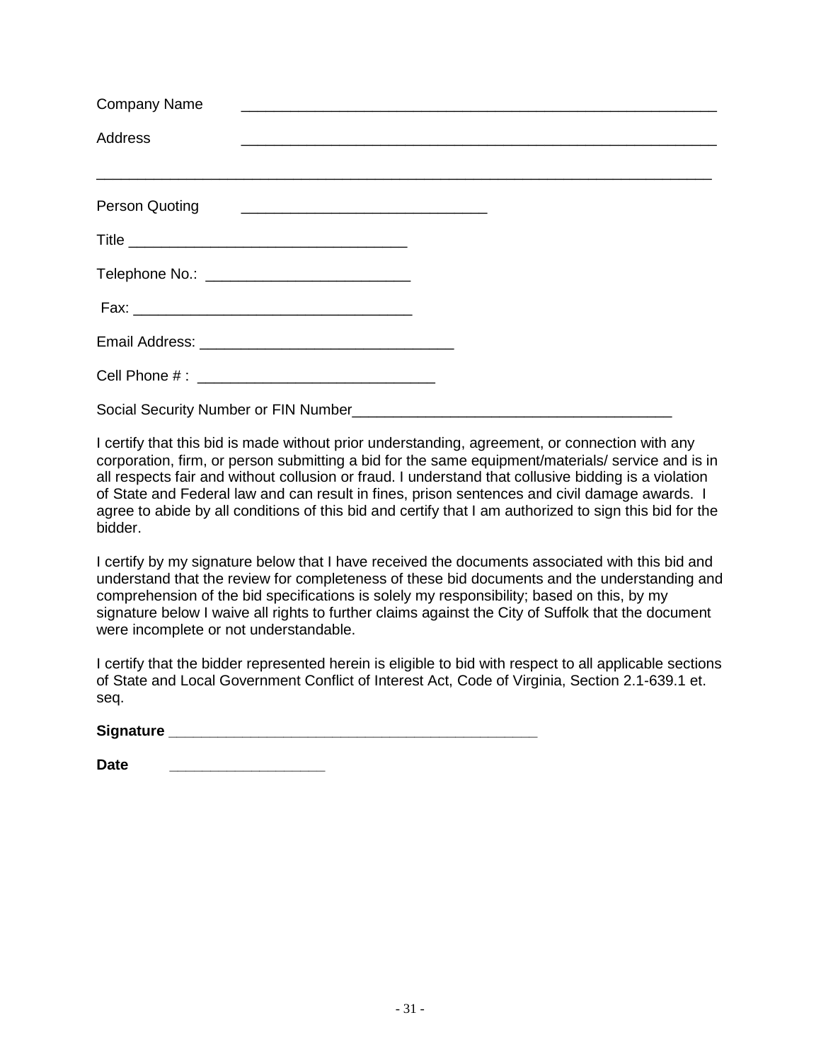Company Name ____________________________________________________________

Address ____________________________________________________________

_______________________________________________________________________________

Person Quoting ______________________________

Title _________________________________

Telephone No.: _________________________

Fax: __________________________________

Email Address: _______________________________

Cell Phone # : _____________________________

Social Security Number or FIN Number_______________________________________

I certify that this bid is made without prior understanding, agreement, or connection with any corporation, firm, or person submitting a bid for the same equipment/materials/ service and is in all respects fair and without collusion or fraud. I understand that collusive bidding is a violation of State and Federal law and can result in fines, prison sentences and civil damage awards. I agree to abide by all conditions of this bid and certify that I am authorized to sign this bid for the bidder.

I certify by my signature below that I have received the documents associated with this bid and understand that the review for completeness of these bid documents and the understanding and comprehension of the bid specifications is solely my responsibility; based on this, by my signature below I waive all rights to further claims against the City of Suffolk that the document were incomplete or not understandable.

I certify that the bidder represented herein is eligible to bid with respect to all applicable sections of State and Local Government Conflict of Interest Act, Code of Virginia, Section 2.1-639.1 et. seq.

**Signature** ______________________________________________

**Date** ___________________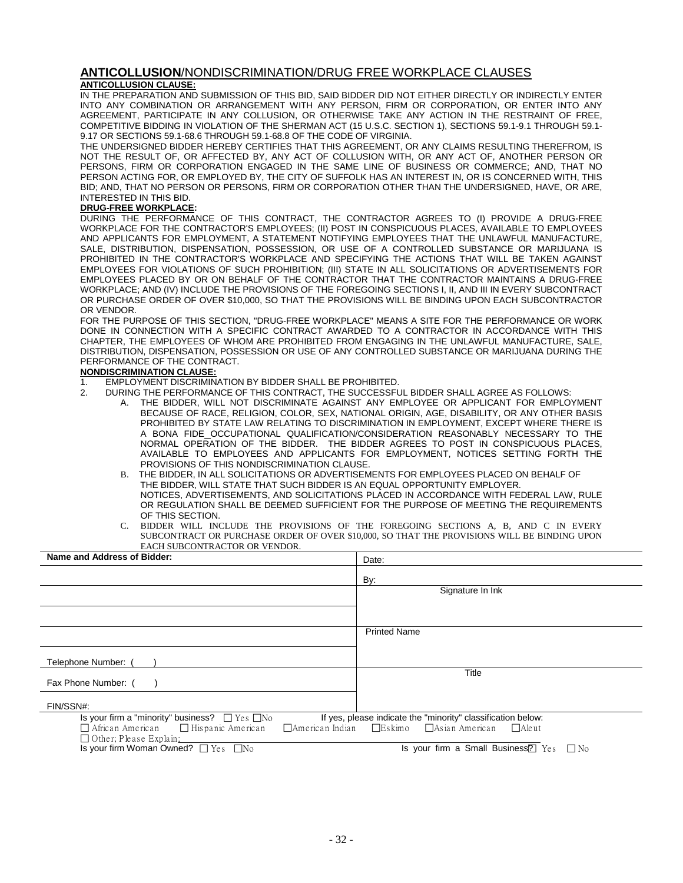## **ANTICOLLUSION**/NONDISCRIMINATION/DRUG FREE WORKPLACE CLAUSES

**ANTICOLLUSION CLAUSE:**

IN THE PREPARATION AND SUBMISSION OF THIS BID, SAID BIDDER DID NOT EITHER DIRECTLY OR INDIRECTLY ENTER INTO ANY COMBINATION OR ARRANGEMENT WITH ANY PERSON, FIRM OR CORPORATION, OR ENTER INTO ANY AGREEMENT, PARTICIPATE IN ANY COLLUSION, OR OTHERWISE TAKE ANY ACTION IN THE RESTRAINT OF FREE, COMPETITIVE BIDDING IN VIOLATION OF THE SHERMAN ACT (15 U.S.C. SECTION 1), SECTIONS 59.1-9.1 THROUGH 59.1-9.17 OR SECTIONS 59.1-68.6 THROUGH 59.1-68.8 OF THE CODE OF VIRGINIA.

THE UNDERSIGNED BIDDER HEREBY CERTIFIES THAT THIS AGREEMENT, OR ANY CLAIMS RESULTING THEREFROM, IS NOT THE RESULT OF, OR AFFECTED BY, ANY ACT OF COLLUSION WITH, OR ANY ACT OF, ANOTHER PERSON OR PERSONS, FIRM OR CORPORATION ENGAGED IN THE SAME LINE OF BUSINESS OR COMMERCE; AND, THAT NO PERSON ACTING FOR, OR EMPLOYED BY, THE CITY OF SUFFOLK HAS AN INTEREST IN, OR IS CONCERNED WITH, THIS BID; AND, THAT NO PERSON OR PERSONS, FIRM OR CORPORATION OTHER THAN THE UNDERSIGNED, HAVE, OR ARE, INTERESTED IN THIS BID.

**DRUG-FREE WORKPLACE:**

DURING THE PERFORMANCE OF THIS CONTRACT, THE CONTRACTOR AGREES TO (I) PROVIDE A DRUG-FREE WORKPLACE FOR THE CONTRACTOR'S EMPLOYEES; (II) POST IN CONSPICUOUS PLACES, AVAILABLE TO EMPLOYEES AND APPLICANTS FOR EMPLOYMENT, A STATEMENT NOTIFYING EMPLOYEES THAT THE UNLAWFUL MANUFACTURE, SALE, DISTRIBUTION, DISPENSATION, POSSESSION, OR USE OF A CONTROLLED SUBSTANCE OR MARIJUANA IS PROHIBITED IN THE CONTRACTOR'S WORKPLACE AND SPECIFYING THE ACTIONS THAT WILL BE TAKEN AGAINST EMPLOYEES FOR VIOLATIONS OF SUCH PROHIBITION; (III) STATE IN ALL SOLICITATIONS OR ADVERTISEMENTS FOR EMPLOYEES PLACED BY OR ON BEHALF OF THE CONTRACTOR THAT THE CONTRACTOR MAINTAINS A DRUG-FREE WORKPLACE; AND (IV) INCLUDE THE PROVISIONS OF THE FOREGOING SECTIONS I, II, AND III IN EVERY SUBCONTRACT OR PURCHASE ORDER OF OVER $10,000, SO THAT THE PROVISIONS WILL BE BINDING UPON EACH SUBCONTRACTOR OR VENDOR.

FOR THE PURPOSE OF THIS SECTION, "DRUG-FREE WORKPLACE" MEANS A SITE FOR THE PERFORMANCE OR WORK DONE IN CONNECTION WITH A SPECIFIC CONTRACT AWARDED TO A CONTRACTOR IN ACCORDANCE WITH THIS CHAPTER, THE EMPLOYEES OF WHOM ARE PROHIBITED FROM ENGAGING IN THE UNLAWFUL MANUFACTURE, SALE, DISTRIBUTION, DISPENSATION, POSSESSION OR USE OF ANY CONTROLLED SUBSTANCE OR MARIJUANA DURING THE PERFORMANCE OF THE CONTRACT.

**NONDISCRIMINATION CLAUSE:**

1. EMPLOYMENT DISCRIMINATION BY BIDDER SHALL BE PROHIBITED.
2. DURING THE PERFORMANCE OF THIS CONTRACT, THE SUCCESSFUL BIDDER SHALL AGREE AS FOLLOWS:
   A. THE BIDDER, WILL NOT DISCRIMINATE AGAINST ANY EMPLOYEE OR APPLICANT FOR EMPLOYMENT BECAUSE OF RACE, RELIGION, COLOR, SEX, NATIONAL ORIGIN, AGE, DISABILITY, OR ANY OTHER BASIS PROHIBITED BY STATE LAW RELATING TO DISCRIMINATION IN EMPLOYMENT, EXCEPT WHERE THERE IS A BONA FIDE OCCUPATIONAL QUALIFICATION/CONSIDERATION REASONABLY NECESSARY TO THE NORMAL OPERATION OF THE BIDDER. THE BIDDER AGREES TO POST IN CONSPICUOUS PLACES, AVAILABLE TO EMPLOYEES AND APPLICANTS FOR EMPLOYMENT, NOTICES SETTING FORTH THE PROVISIONS OF THIS NONDISCRIMINATION CLAUSE.
   B. THE BIDDER, IN ALL SOLICITATIONS OR ADVERTISEMENTS FOR EMPLOYEES PLACED ON BEHALF OF THE BIDDER, WILL STATE THAT SUCH BIDDER IS AN EQUAL OPPORTUNITY EMPLOYER.
   NOTICES, ADVERTISEMENTS, AND SOLICITATIONS PLACED IN ACCORDANCE WITH FEDERAL LAW, RULE OR REGULATION SHALL BE DEEMED SUFFICIENT FOR THE PURPOSE OF MEETING THE REQUIREMENTS OF THIS SECTION.
   C. BIDDER WILL INCLUDE THE PROVISIONS OF THE FOREGOING SECTIONS A, B, AND C IN EVERY SUBCONTRACT OR PURCHASE ORDER OF OVER $10,000, SO THAT THE PROVISIONS WILL BE BINDING UPON EACH SUBCONTRACTOR OR VENDOR.

| **Name and Address of Bidder:** | Date: |
|---|---|
| | By: |
| | Signature In Ink |
| | |
| | Printed Name |
| Telephone Number: ( ) | |
| Fax Phone Number: ( ) | Title |
| FIN/SSN#: | |

Is your firm a "minority" business? ☐ Yes ☐No    If yes, please indicate the "minority" classification below:
☐ African American ☐ Hispanic American ☐American Indian ☐Eskimo ☐Asian American ☐Aleut
☐ Other; Please Explain:
Is your firm Woman Owned? ☐ Yes ☐No    Is your firm a Small Business? ☐ Yes ☐ No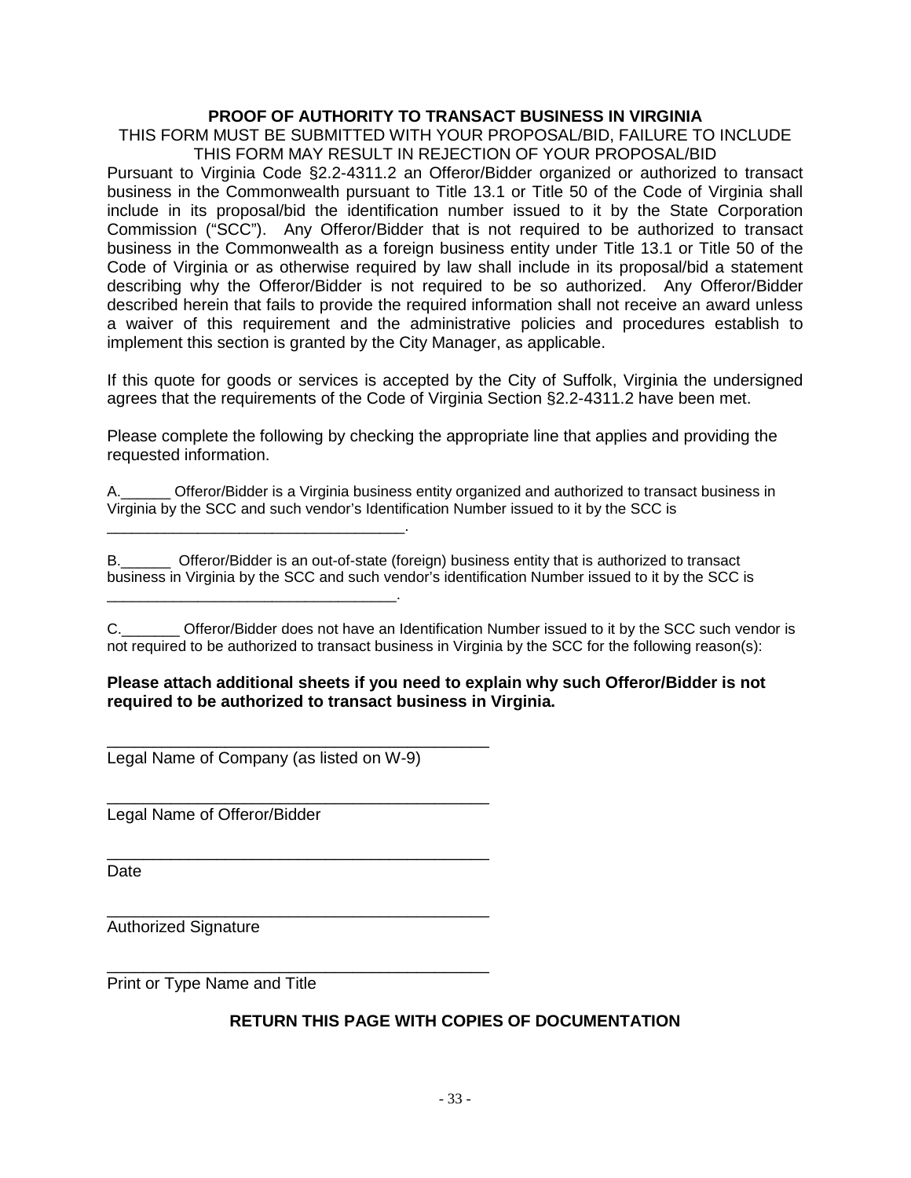**PROOF OF AUTHORITY TO TRANSACT BUSINESS IN VIRGINIA**

THIS FORM MUST BE SUBMITTED WITH YOUR PROPOSAL/BID, FAILURE TO INCLUDE THIS FORM MAY RESULT IN REJECTION OF YOUR PROPOSAL/BID

Pursuant to Virginia Code §2.2-4311.2 an Offeror/Bidder organized or authorized to transact business in the Commonwealth pursuant to Title 13.1 or Title 50 of the Code of Virginia shall include in its proposal/bid the identification number issued to it by the State Corporation Commission ("SCC"). Any Offeror/Bidder that is not required to be authorized to transact business in the Commonwealth as a foreign business entity under Title 13.1 or Title 50 of the Code of Virginia or as otherwise required by law shall include in its proposal/bid a statement describing why the Offeror/Bidder is not required to be so authorized. Any Offeror/Bidder described herein that fails to provide the required information shall not receive an award unless a waiver of this requirement and the administrative policies and procedures establish to implement this section is granted by the City Manager, as applicable.

If this quote for goods or services is accepted by the City of Suffolk, Virginia the undersigned agrees that the requirements of the Code of Virginia Section §2.2-4311.2 have been met.

Please complete the following by checking the appropriate line that applies and providing the requested information.

A.______ Offeror/Bidder is a Virginia business entity organized and authorized to transact business in Virginia by the SCC and such vendor's Identification Number issued to it by the SCC is ___________________________________.

B.______ Offeror/Bidder is an out-of-state (foreign) business entity that is authorized to transact business in Virginia by the SCC and such vendor's identification Number issued to it by the SCC is __________________________________.

C._______ Offeror/Bidder does not have an Identification Number issued to it by the SCC such vendor is not required to be authorized to transact business in Virginia by the SCC for the following reason(s):

**Please attach additional sheets if you need to explain why such Offeror/Bidder is not required to be authorized to transact business in Virginia.**

___________________________________________
Legal Name of Company (as listed on W-9)

___________________________________________
Legal Name of Offeror/Bidder

___________________________________________
Date

___________________________________________
Authorized Signature

___________________________________________
Print or Type Name and Title

**RETURN THIS PAGE WITH COPIES OF DOCUMENTATION**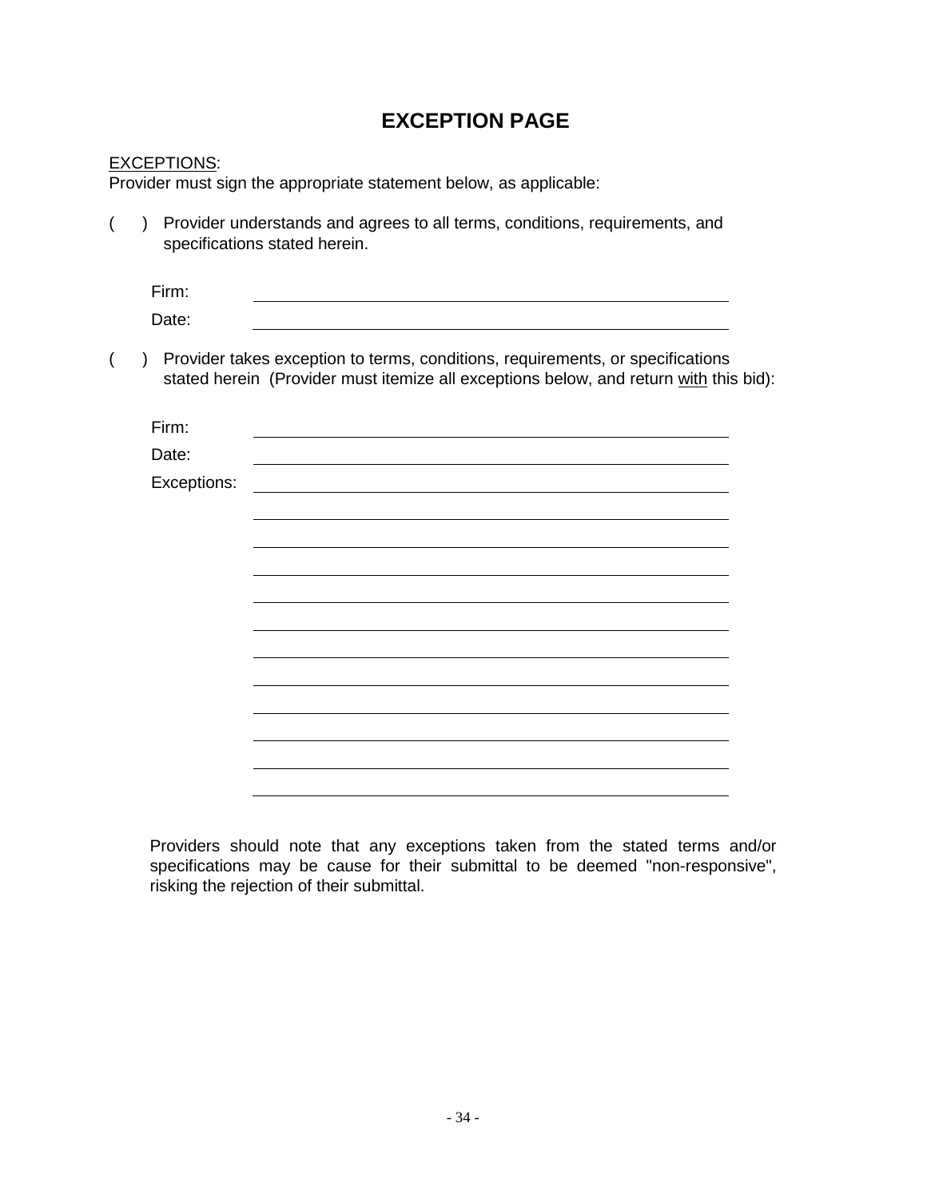# EXCEPTION PAGE

<u>EXCEPTIONS</u>:
Provider must sign the appropriate statement below, as applicable:

( ) Provider understands and agrees to all terms, conditions, requirements, and specifications stated herein.

Firm: ______________________________________________

Date: ______________________________________________

( ) Provider takes exception to terms, conditions, requirements, or specifications stated herein (Provider must itemize all exceptions below, and return <u>with</u> this bid):

Firm: ______________________________________________

Date: ______________________________________________

Exceptions: ______________________________________________

______________________________________________

______________________________________________

______________________________________________

______________________________________________

______________________________________________

______________________________________________

______________________________________________

______________________________________________

______________________________________________

______________________________________________

______________________________________________

Providers should note that any exceptions taken from the stated terms and/or specifications may be cause for their submittal to be deemed "non-responsive", risking the rejection of their submittal.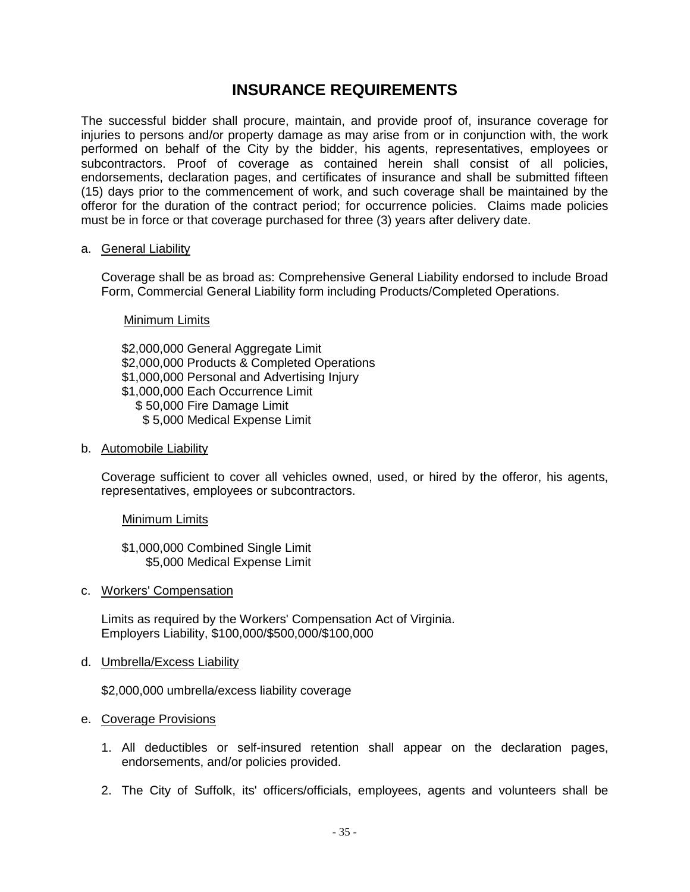# INSURANCE REQUIREMENTS

The successful bidder shall procure, maintain, and provide proof of, insurance coverage for injuries to persons and/or property damage as may arise from or in conjunction with, the work performed on behalf of the City by the bidder, his agents, representatives, employees or subcontractors. Proof of coverage as contained herein shall consist of all policies, endorsements, declaration pages, and certificates of insurance and shall be submitted fifteen (15) days prior to the commencement of work, and such coverage shall be maintained by the offeror for the duration of the contract period; for occurrence policies. Claims made policies must be in force or that coverage purchased for three (3) years after delivery date.

a. <u>General Liability</u>

Coverage shall be as broad as: Comprehensive General Liability endorsed to include Broad Form, Commercial General Liability form including Products/Completed Operations.

<u>Minimum Limits</u>

$2,000,000 General Aggregate Limit
$2,000,000 Products & Completed Operations
$1,000,000 Personal and Advertising Injury
$1,000,000 Each Occurrence Limit
$ 50,000 Fire Damage Limit
$ 5,000 Medical Expense Limit

b. <u>Automobile Liability</u>

Coverage sufficient to cover all vehicles owned, used, or hired by the offeror, his agents, representatives, employees or subcontractors.

<u>Minimum Limits</u>

$1,000,000 Combined Single Limit
$5,000 Medical Expense Limit

c. <u>Workers' Compensation</u>

Limits as required by the Workers' Compensation Act of Virginia.
Employers Liability, $100,000/$500,000/$100,000

d. <u>Umbrella/Excess Liability</u>

$2,000,000 umbrella/excess liability coverage

e. <u>Coverage Provisions</u>

1. All deductibles or self-insured retention shall appear on the declaration pages, endorsements, and/or policies provided.

2. The City of Suffolk, its' officers/officials, employees, agents and volunteers shall be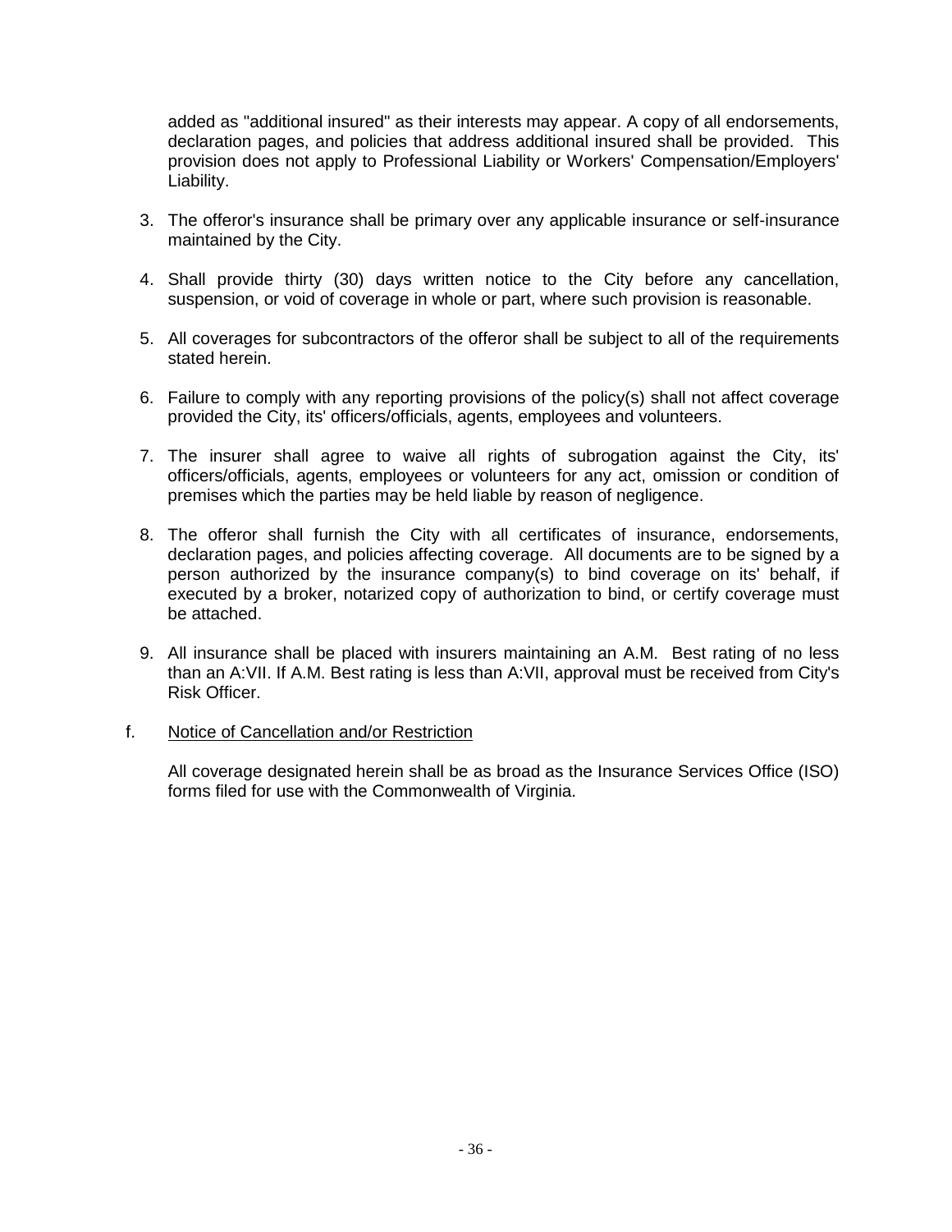added as "additional insured" as their interests may appear. A copy of all endorsements, declaration pages, and policies that address additional insured shall be provided. This provision does not apply to Professional Liability or Workers' Compensation/Employers' Liability.

3. The offeror's insurance shall be primary over any applicable insurance or self-insurance maintained by the City.

4. Shall provide thirty (30) days written notice to the City before any cancellation, suspension, or void of coverage in whole or part, where such provision is reasonable.

5. All coverages for subcontractors of the offeror shall be subject to all of the requirements stated herein.

6. Failure to comply with any reporting provisions of the policy(s) shall not affect coverage provided the City, its' officers/officials, agents, employees and volunteers.

7. The insurer shall agree to waive all rights of subrogation against the City, its' officers/officials, agents, employees or volunteers for any act, omission or condition of premises which the parties may be held liable by reason of negligence.

8. The offeror shall furnish the City with all certificates of insurance, endorsements, declaration pages, and policies affecting coverage. All documents are to be signed by a person authorized by the insurance company(s) to bind coverage on its' behalf, if executed by a broker, notarized copy of authorization to bind, or certify coverage must be attached.

9. All insurance shall be placed with insurers maintaining an A.M. Best rating of no less than an A:VII. If A.M. Best rating is less than A:VII, approval must be received from City's Risk Officer.

f. Notice of Cancellation and/or Restriction

All coverage designated herein shall be as broad as the Insurance Services Office (ISO) forms filed for use with the Commonwealth of Virginia.